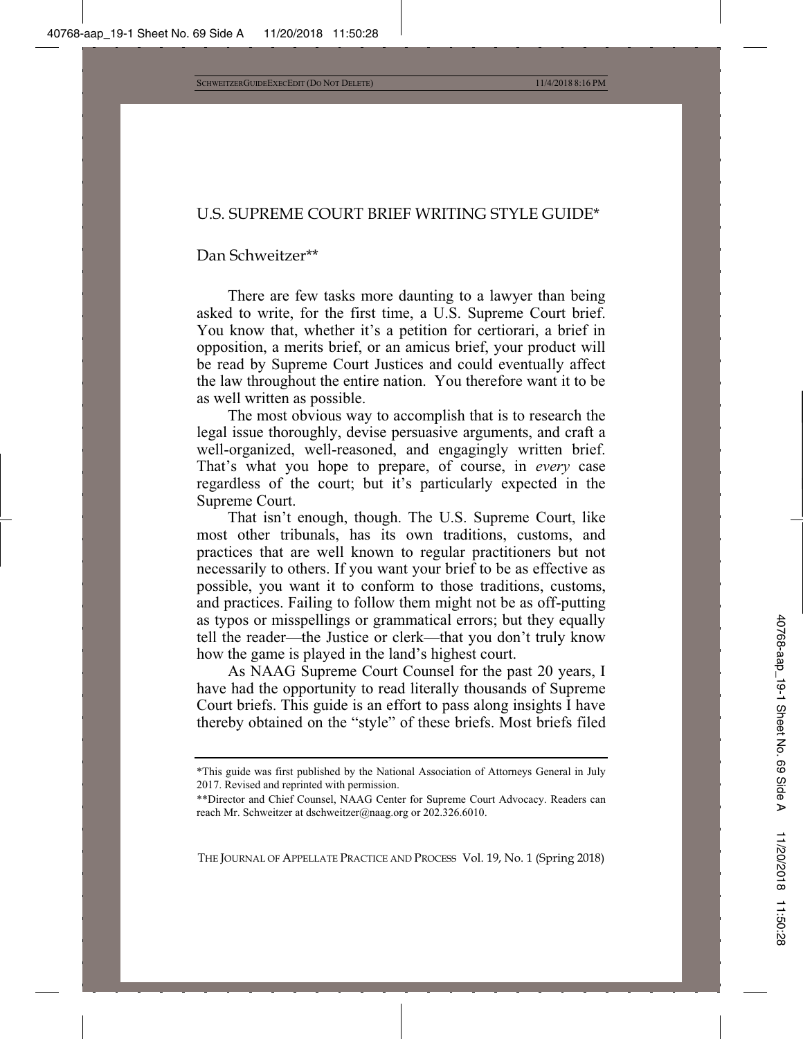# U.S. SUPREME COURT BRIEF WRITING STYLE GUIDE*

Dan Schweitzer**

There are few tasks more daunting to a lawyer than being asked to write, for the first time, a U.S. Supreme Court brief. You know that, whether it's a petition for certiorari, a brief in opposition, a merits brief, or an amicus brief, your product will be read by Supreme Court Justices and could eventually affect the law throughout the entire nation. You therefore want it to be as well written as possible.

The most obvious way to accomplish that is to research the legal issue thoroughly, devise persuasive arguments, and craft a well-organized, well-reasoned, and engagingly written brief. That's what you hope to prepare, of course, in *every* case regardless of the court; but it's particularly expected in the Supreme Court.

That isn't enough, though. The U.S. Supreme Court, like most other tribunals, has its own traditions, customs, and practices that are well known to regular practitioners but not necessarily to others. If you want your brief to be as effective as possible, you want it to conform to those traditions, customs, and practices. Failing to follow them might not be as off-putting as typos or misspellings or grammatical errors; but they equally tell the reader—the Justice or clerk—that you don't truly know how the game is played in the land's highest court.

As NAAG Supreme Court Counsel for the past 20 years, I have had the opportunity to read literally thousands of Supreme Court briefs. This guide is an effort to pass along insights I have thereby obtained on the "style" of these briefs. Most briefs filed

---

*This guide was first published by the National Association of Attorneys General in July 2017. Revised and reprinted with permission.

**Director and Chief Counsel, NAAG Center for Supreme Court Advocacy. Readers can reach Mr. Schweitzer at dschweitzer@naag.org or 202.326.6010.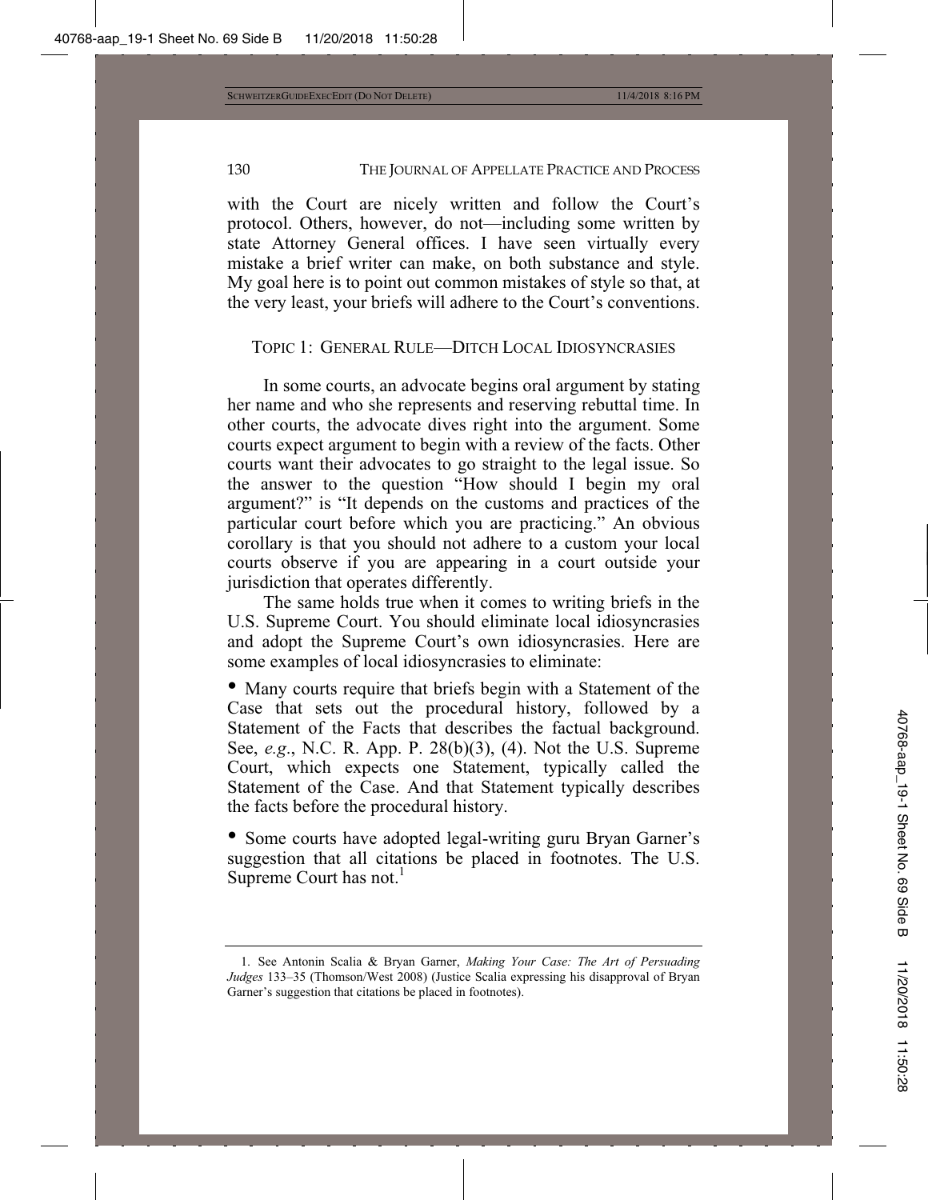with the Court are nicely written and follow the Court's protocol. Others, however, do not—including some written by state Attorney General offices. I have seen virtually every mistake a brief writer can make, on both substance and style. My goal here is to point out common mistakes of style so that, at the very least, your briefs will adhere to the Court's conventions.

## TOPIC 1: GENERAL RULE—DITCH LOCAL IDIOSYNCRASIES

In some courts, an advocate begins oral argument by stating her name and who she represents and reserving rebuttal time. In other courts, the advocate dives right into the argument. Some courts expect argument to begin with a review of the facts. Other courts want their advocates to go straight to the legal issue. So the answer to the question "How should I begin my oral argument?" is "It depends on the customs and practices of the particular court before which you are practicing." An obvious corollary is that you should not adhere to a custom your local courts observe if you are appearing in a court outside your jurisdiction that operates differently.

The same holds true when it comes to writing briefs in the U.S. Supreme Court. You should eliminate local idiosyncrasies and adopt the Supreme Court's own idiosyncrasies. Here are some examples of local idiosyncrasies to eliminate:

- Many courts require that briefs begin with a Statement of the Case that sets out the procedural history, followed by a Statement of the Facts that describes the factual background. See, *e.g*., N.C. R. App. P. 28(b)(3), (4). Not the U.S. Supreme Court, which expects one Statement, typically called the Statement of the Case. And that Statement typically describes the facts before the procedural history.

- Some courts have adopted legal-writing guru Bryan Garner's suggestion that all citations be placed in footnotes. The U.S. Supreme Court has not.[1]

1. See Antonin Scalia & Bryan Garner, *Making Your Case: The Art of Persuading Judges* 133–35 (Thomson/West 2008) (Justice Scalia expressing his disapproval of Bryan Garner's suggestion that citations be placed in footnotes).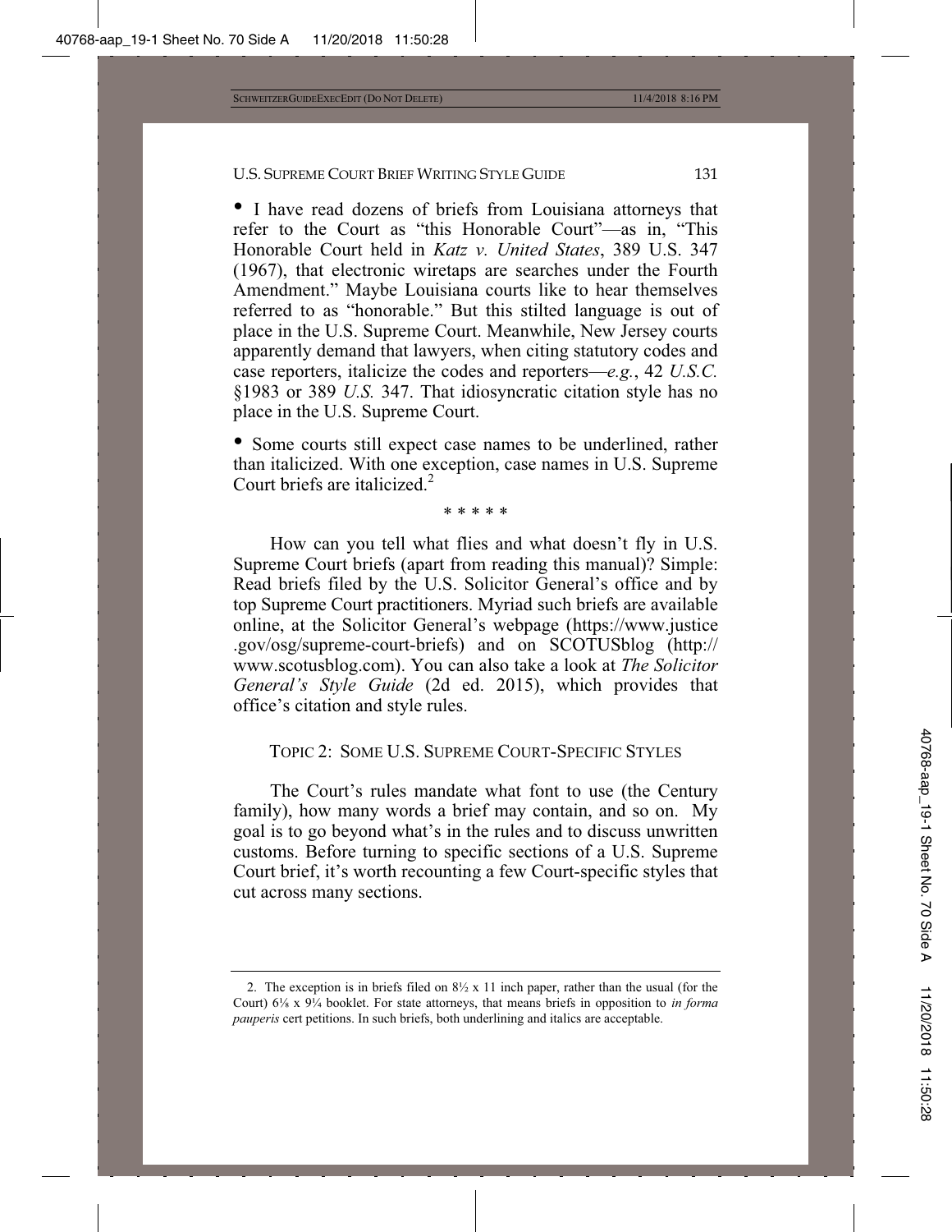- I have read dozens of briefs from Louisiana attorneys that refer to the Court as "this Honorable Court"—as in, "This Honorable Court held in *Katz v. United States*, 389 U.S. 347 (1967), that electronic wiretaps are searches under the Fourth Amendment." Maybe Louisiana courts like to hear themselves referred to as "honorable." But this stilted language is out of place in the U.S. Supreme Court. Meanwhile, New Jersey courts apparently demand that lawyers, when citing statutory codes and case reporters, italicize the codes and reporters—*e.g.*, 42 *U.S.C.* §1983 or 389 *U.S.* 347. That idiosyncratic citation style has no place in the U.S. Supreme Court.

- Some courts still expect case names to be underlined, rather than italicized. With one exception, case names in U.S. Supreme Court briefs are italicized.[2]

\* \* \* \* \*

How can you tell what flies and what doesn't fly in U.S. Supreme Court briefs (apart from reading this manual)? Simple: Read briefs filed by the U.S. Solicitor General's office and by top Supreme Court practitioners. Myriad such briefs are available online, at the Solicitor General's webpage (https://www.justice.gov/osg/supreme-court-briefs) and on SCOTUSblog (http://www.scotusblog.com). You can also take a look at *The Solicitor General's Style Guide* (2d ed. 2015), which provides that office's citation and style rules.

## TOPIC 2: SOME U.S. SUPREME COURT-SPECIFIC STYLES

The Court's rules mandate what font to use (the Century family), how many words a brief may contain, and so on. My goal is to go beyond what's in the rules and to discuss unwritten customs. Before turning to specific sections of a U.S. Supreme Court brief, it's worth recounting a few Court-specific styles that cut across many sections.

---

2. The exception is in briefs filed on 8½ x 11 inch paper, rather than the usual (for the Court) 6⅛ x 9¼ booklet. For state attorneys, that means briefs in opposition to *in forma pauperis* cert petitions. In such briefs, both underlining and italics are acceptable.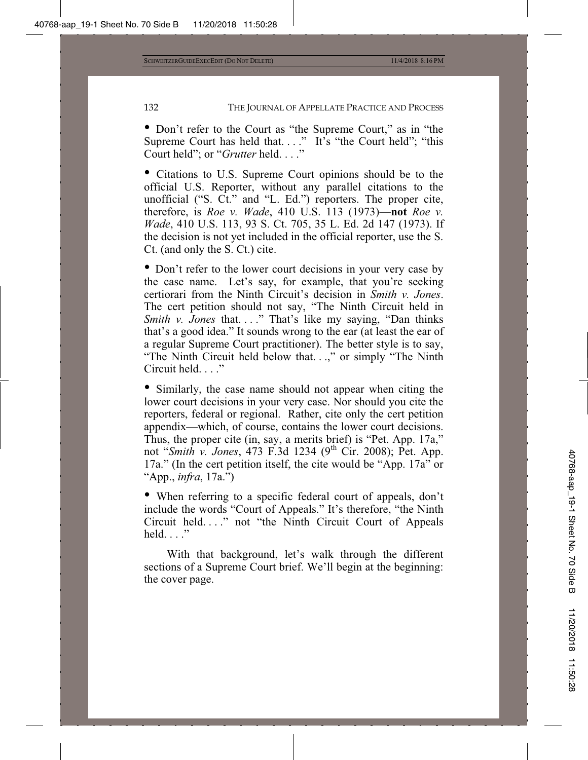- Don't refer to the Court as "the Supreme Court," as in "the Supreme Court has held that. . . ." It's "the Court held"; "this Court held"; or "*Grutter* held. . . ."

- Citations to U.S. Supreme Court opinions should be to the official U.S. Reporter, without any parallel citations to the unofficial ("S. Ct." and "L. Ed.") reporters. The proper cite, therefore, is *Roe v. Wade*, 410 U.S. 113 (1973)—**not** *Roe v. Wade*, 410 U.S. 113, 93 S. Ct. 705, 35 L. Ed. 2d 147 (1973). If the decision is not yet included in the official reporter, use the S. Ct. (and only the S. Ct.) cite.

- Don't refer to the lower court decisions in your very case by the case name. Let's say, for example, that you're seeking certiorari from the Ninth Circuit's decision in *Smith v. Jones*. The cert petition should not say, "The Ninth Circuit held in *Smith v. Jones* that. . . ." That's like my saying, "Dan thinks that's a good idea." It sounds wrong to the ear (at least the ear of a regular Supreme Court practitioner). The better style is to say, "The Ninth Circuit held below that. . .," or simply "The Ninth Circuit held. . . ."

- Similarly, the case name should not appear when citing the lower court decisions in your very case. Nor should you cite the reporters, federal or regional. Rather, cite only the cert petition appendix—which, of course, contains the lower court decisions. Thus, the proper cite (in, say, a merits brief) is "Pet. App. 17a," not "*Smith v. Jones*, 473 F.3d 1234 (9th Cir. 2008); Pet. App. 17a." (In the cert petition itself, the cite would be "App. 17a" or "App., *infra*, 17a.")

- When referring to a specific federal court of appeals, don't include the words "Court of Appeals." It's therefore, "the Ninth Circuit held. . . ." not "the Ninth Circuit Court of Appeals held. . . ."

With that background, let's walk through the different sections of a Supreme Court brief. We'll begin at the beginning: the cover page.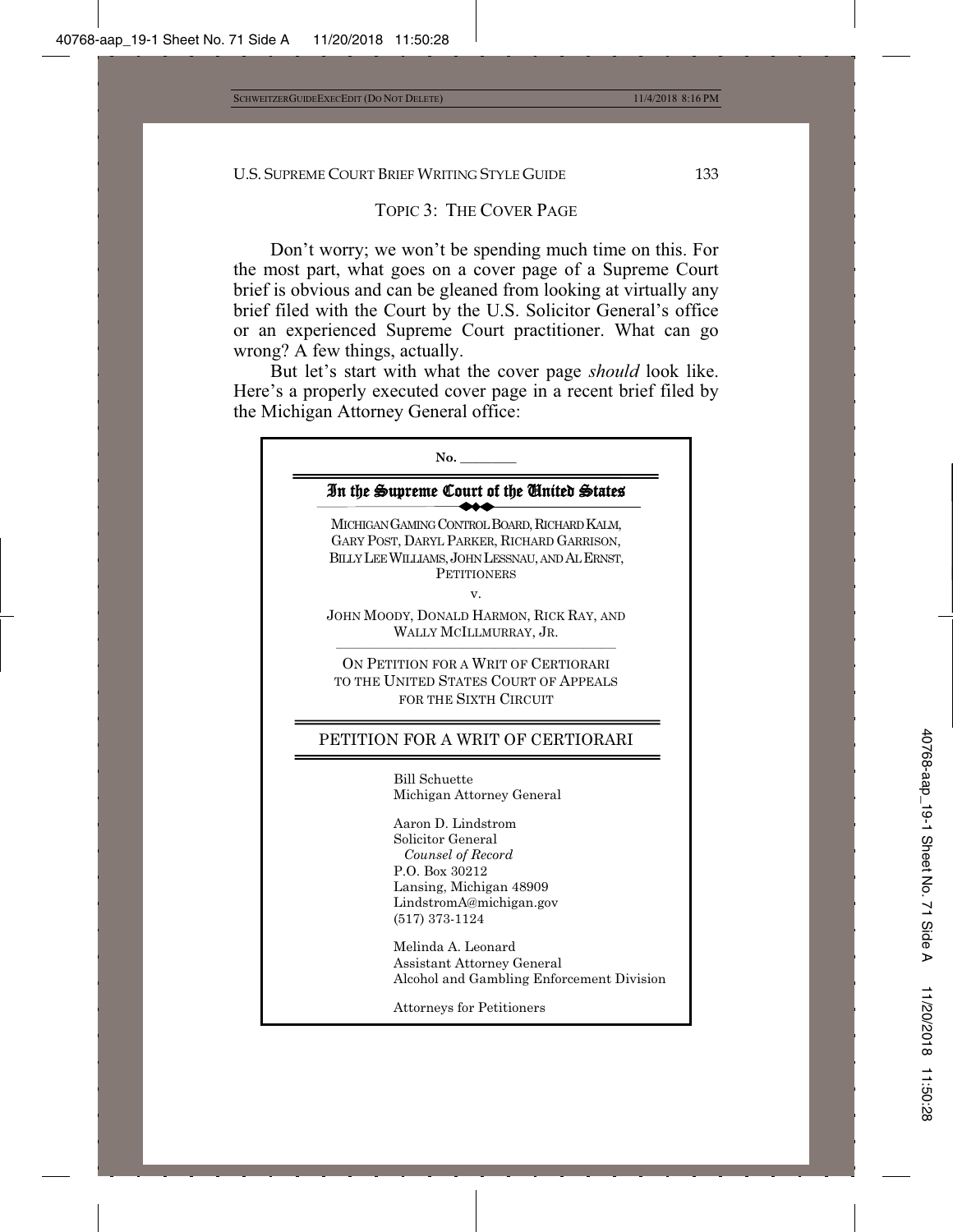## TOPIC 3: THE COVER PAGE

Don't worry; we won't be spending much time on this. For the most part, what goes on a cover page of a Supreme Court brief is obvious and can be gleaned from looking at virtually any brief filed with the Court by the U.S. Solicitor General's office or an experienced Supreme Court practitioner. What can go wrong? A few things, actually.

But let's start with what the cover page *should* look like. Here's a properly executed cover page in a recent brief filed by the Michigan Attorney General office:

---

**No. \_\_\_\_\_\_\_\_**

**In the Supreme Court of the United States**

MICHIGAN GAMING CONTROL BOARD, RICHARD KALM, GARY POST, DARYL PARKER, RICHARD GARRISON, BILLY LEE WILLIAMS, JOHN LESSNAU, AND AL ERNST, PETITIONERS

v.

JOHN MOODY, DONALD HARMON, RICK RAY, AND WALLY MCILLMURRAY, JR.

ON PETITION FOR A WRIT OF CERTIORARI TO THE UNITED STATES COURT OF APPEALS FOR THE SIXTH CIRCUIT

PETITION FOR A WRIT OF CERTIORARI

Bill Schuette
Michigan Attorney General

Aaron D. Lindstrom
Solicitor General
*Counsel of Record*
P.O. Box 30212
Lansing, Michigan 48909
LindstromA@michigan.gov
(517) 373-1124

Melinda A. Leonard
Assistant Attorney General
Alcohol and Gambling Enforcement Division

Attorneys for Petitioners

---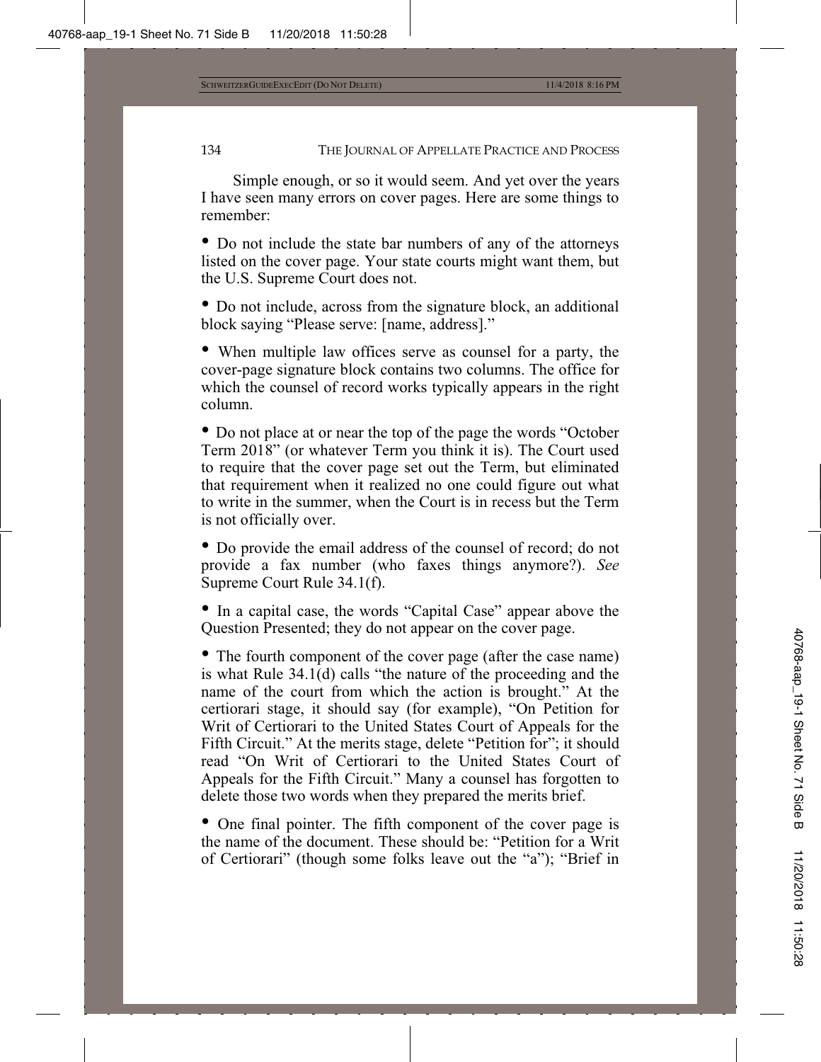Simple enough, or so it would seem. And yet over the years I have seen many errors on cover pages. Here are some things to remember:

- Do not include the state bar numbers of any of the attorneys listed on the cover page. Your state courts might want them, but the U.S. Supreme Court does not.

- Do not include, across from the signature block, an additional block saying "Please serve: [name, address]."

- When multiple law offices serve as counsel for a party, the cover-page signature block contains two columns. The office for which the counsel of record works typically appears in the right column.

- Do not place at or near the top of the page the words "October Term 2018" (or whatever Term you think it is). The Court used to require that the cover page set out the Term, but eliminated that requirement when it realized no one could figure out what to write in the summer, when the Court is in recess but the Term is not officially over.

- Do provide the email address of the counsel of record; do not provide a fax number (who faxes things anymore?). *See* Supreme Court Rule 34.1(f).

- In a capital case, the words "Capital Case" appear above the Question Presented; they do not appear on the cover page.

- The fourth component of the cover page (after the case name) is what Rule 34.1(d) calls "the nature of the proceeding and the name of the court from which the action is brought." At the certiorari stage, it should say (for example), "On Petition for Writ of Certiorari to the United States Court of Appeals for the Fifth Circuit." At the merits stage, delete "Petition for"; it should read "On Writ of Certiorari to the United States Court of Appeals for the Fifth Circuit." Many a counsel has forgotten to delete those two words when they prepared the merits brief.

- One final pointer. The fifth component of the cover page is the name of the document. These should be: "Petition for a Writ of Certiorari" (though some folks leave out the "a"); "Brief in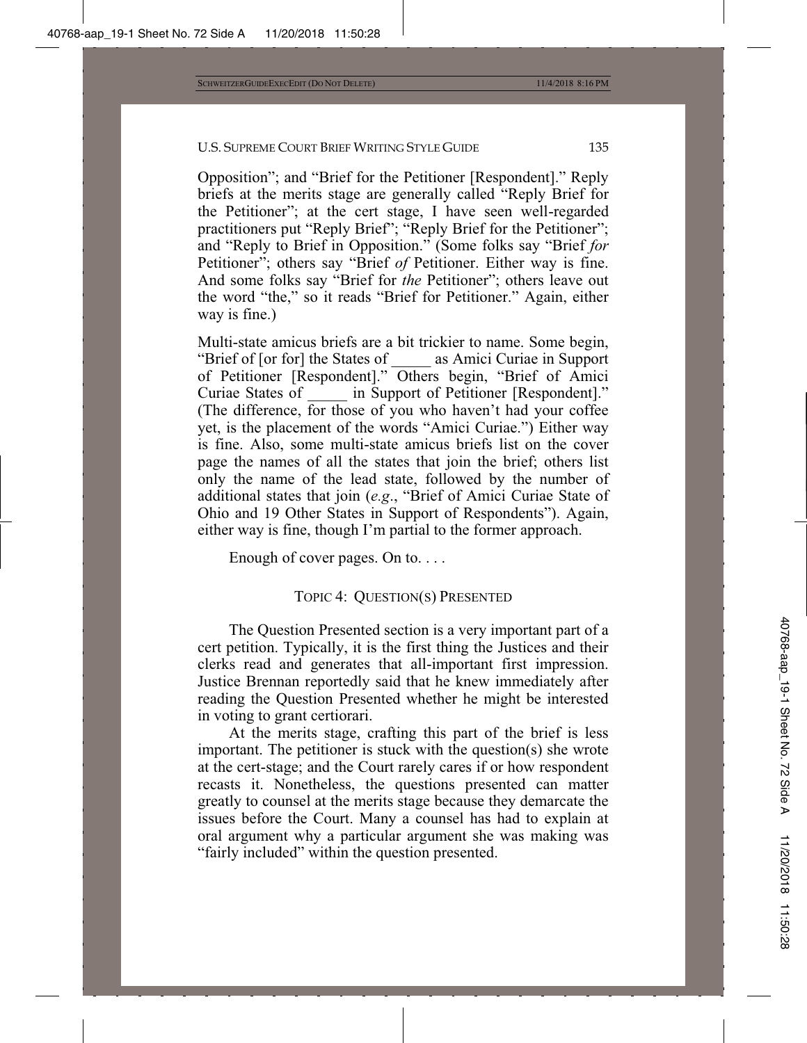Opposition"; and "Brief for the Petitioner [Respondent]." Reply briefs at the merits stage are generally called "Reply Brief for the Petitioner"; at the cert stage, I have seen well-regarded practitioners put "Reply Brief"; "Reply Brief for the Petitioner"; and "Reply to Brief in Opposition." (Some folks say "Brief *for* Petitioner"; others say "Brief *of* Petitioner. Either way is fine. And some folks say "Brief for *the* Petitioner"; others leave out the word "the," so it reads "Brief for Petitioner." Again, either way is fine.)

Multi-state amicus briefs are a bit trickier to name. Some begin, "Brief of [or for] the States of _____ as Amici Curiae in Support of Petitioner [Respondent]." Others begin, "Brief of Amici Curiae States of _____ in Support of Petitioner [Respondent]." (The difference, for those of you who haven't had your coffee yet, is the placement of the words "Amici Curiae.") Either way is fine. Also, some multi-state amicus briefs list on the cover page the names of all the states that join the brief; others list only the name of the lead state, followed by the number of additional states that join (*e.g.*, "Brief of Amici Curiae State of Ohio and 19 Other States in Support of Respondents"). Again, either way is fine, though I'm partial to the former approach.

Enough of cover pages. On to. . . .

## TOPIC 4: QUESTION(S) PRESENTED

The Question Presented section is a very important part of a cert petition. Typically, it is the first thing the Justices and their clerks read and generates that all-important first impression. Justice Brennan reportedly said that he knew immediately after reading the Question Presented whether he might be interested in voting to grant certiorari.

At the merits stage, crafting this part of the brief is less important. The petitioner is stuck with the question(s) she wrote at the cert-stage; and the Court rarely cares if or how respondent recasts it. Nonetheless, the questions presented can matter greatly to counsel at the merits stage because they demarcate the issues before the Court. Many a counsel has had to explain at oral argument why a particular argument she was making was "fairly included" within the question presented.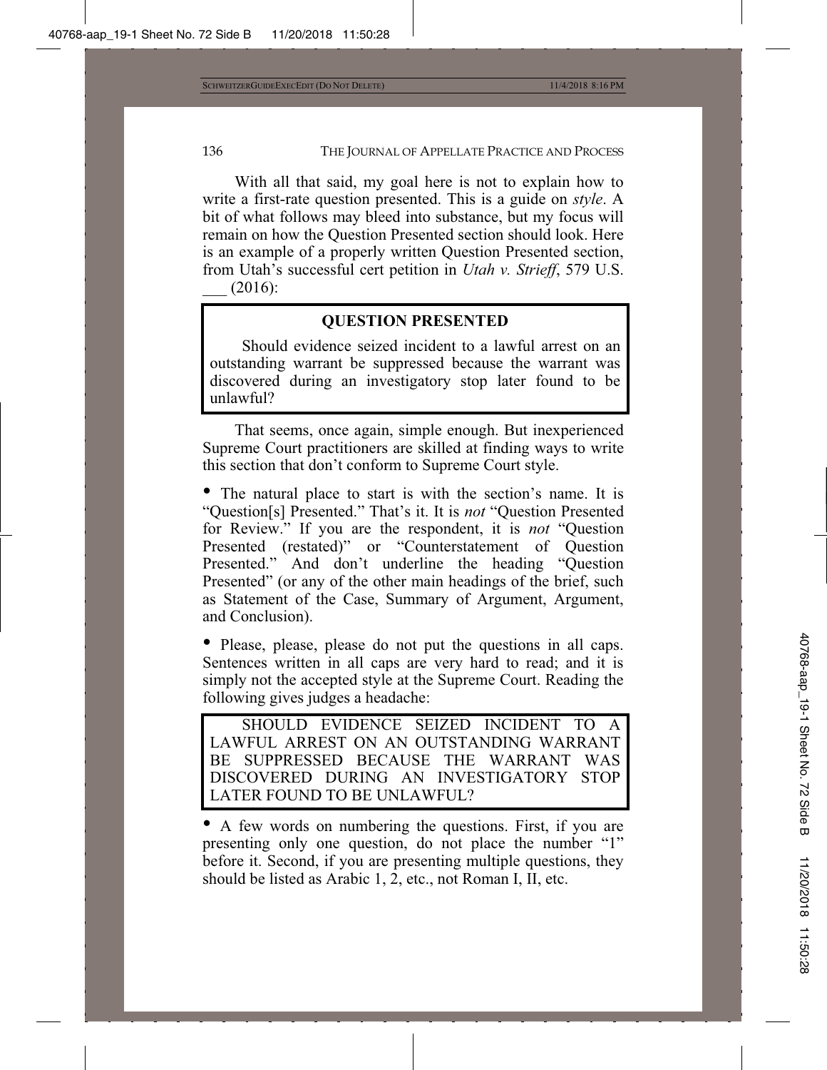With all that said, my goal here is not to explain how to write a first-rate question presented. This is a guide on *style*. A bit of what follows may bleed into substance, but my focus will remain on how the Question Presented section should look. Here is an example of a properly written Question Presented section, from Utah's successful cert petition in *Utah v. Strieff*, 579 U.S. ___ (2016):

> **QUESTION PRESENTED**
>
> Should evidence seized incident to a lawful arrest on an outstanding warrant be suppressed because the warrant was discovered during an investigatory stop later found to be unlawful?

That seems, once again, simple enough. But inexperienced Supreme Court practitioners are skilled at finding ways to write this section that don't conform to Supreme Court style.

- The natural place to start is with the section's name. It is "Question[s] Presented." That's it. It is *not* "Question Presented for Review." If you are the respondent, it is *not* "Question Presented (restated)" or "Counterstatement of Question Presented." And don't underline the heading "Question Presented" (or any of the other main headings of the brief, such as Statement of the Case, Summary of Argument, Argument, and Conclusion).

- Please, please, please do not put the questions in all caps. Sentences written in all caps are very hard to read; and it is simply not the accepted style at the Supreme Court. Reading the following gives judges a headache:

> SHOULD EVIDENCE SEIZED INCIDENT TO A LAWFUL ARREST ON AN OUTSTANDING WARRANT BE SUPPRESSED BECAUSE THE WARRANT WAS DISCOVERED DURING AN INVESTIGATORY STOP LATER FOUND TO BE UNLAWFUL?

- A few words on numbering the questions. First, if you are presenting only one question, do not place the number "1" before it. Second, if you are presenting multiple questions, they should be listed as Arabic 1, 2, etc., not Roman I, II, etc.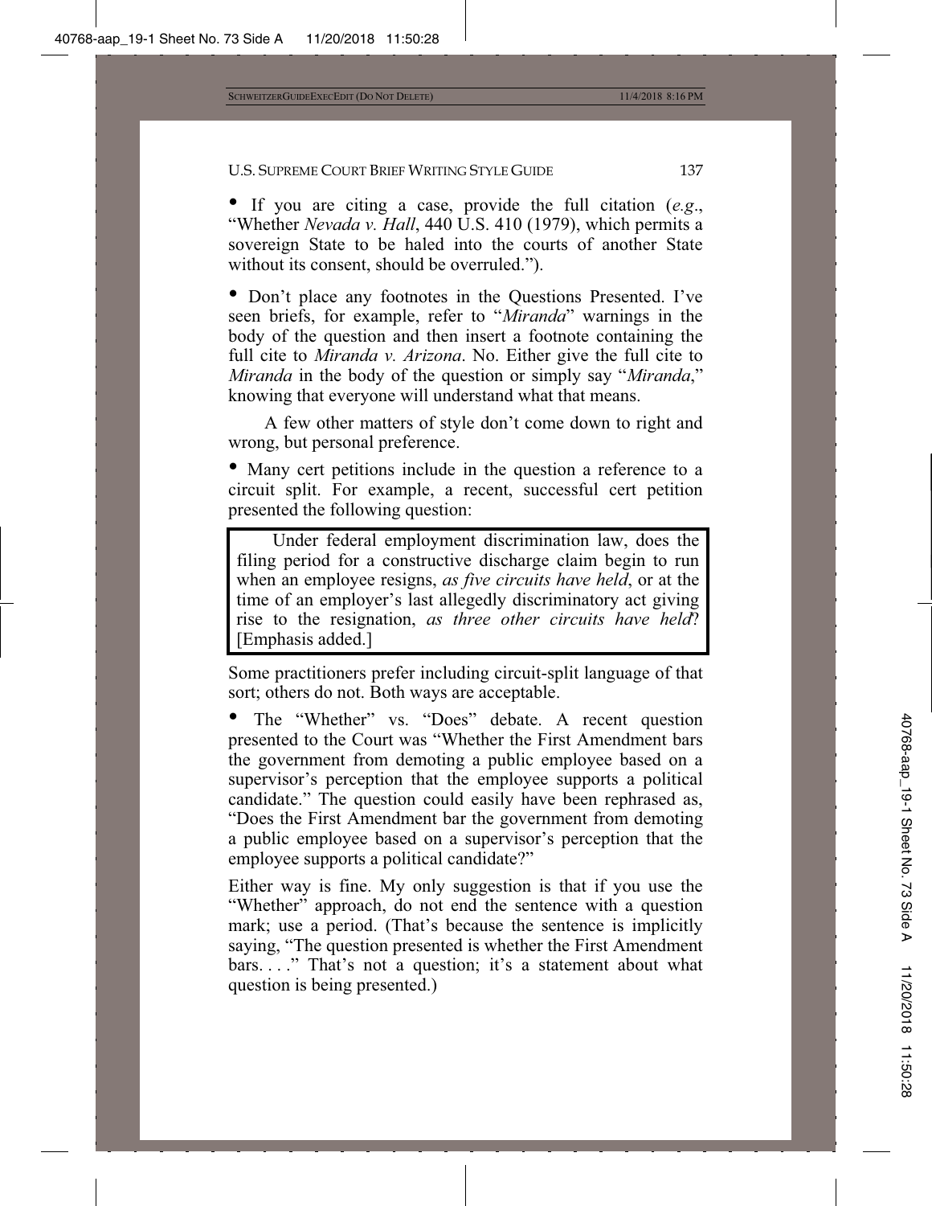- If you are citing a case, provide the full citation (*e.g*., "Whether *Nevada v. Hall*, 440 U.S. 410 (1979), which permits a sovereign State to be haled into the courts of another State without its consent, should be overruled.").

- Don't place any footnotes in the Questions Presented. I've seen briefs, for example, refer to "*Miranda*" warnings in the body of the question and then insert a footnote containing the full cite to *Miranda v. Arizona*. No. Either give the full cite to *Miranda* in the body of the question or simply say "*Miranda*," knowing that everyone will understand what that means.

A few other matters of style don't come down to right and wrong, but personal preference.

- Many cert petitions include in the question a reference to a circuit split. For example, a recent, successful cert petition presented the following question:

> Under federal employment discrimination law, does the filing period for a constructive discharge claim begin to run when an employee resigns, *as five circuits have held*, or at the time of an employer's last allegedly discriminatory act giving rise to the resignation, *as three other circuits have held*? [Emphasis added.]

Some practitioners prefer including circuit-split language of that sort; others do not. Both ways are acceptable.

- The "Whether" vs. "Does" debate. A recent question presented to the Court was "Whether the First Amendment bars the government from demoting a public employee based on a supervisor's perception that the employee supports a political candidate." The question could easily have been rephrased as, "Does the First Amendment bar the government from demoting a public employee based on a supervisor's perception that the employee supports a political candidate?"

Either way is fine. My only suggestion is that if you use the "Whether" approach, do not end the sentence with a question mark; use a period. (That's because the sentence is implicitly saying, "The question presented is whether the First Amendment bars. . . ." That's not a question; it's a statement about what question is being presented.)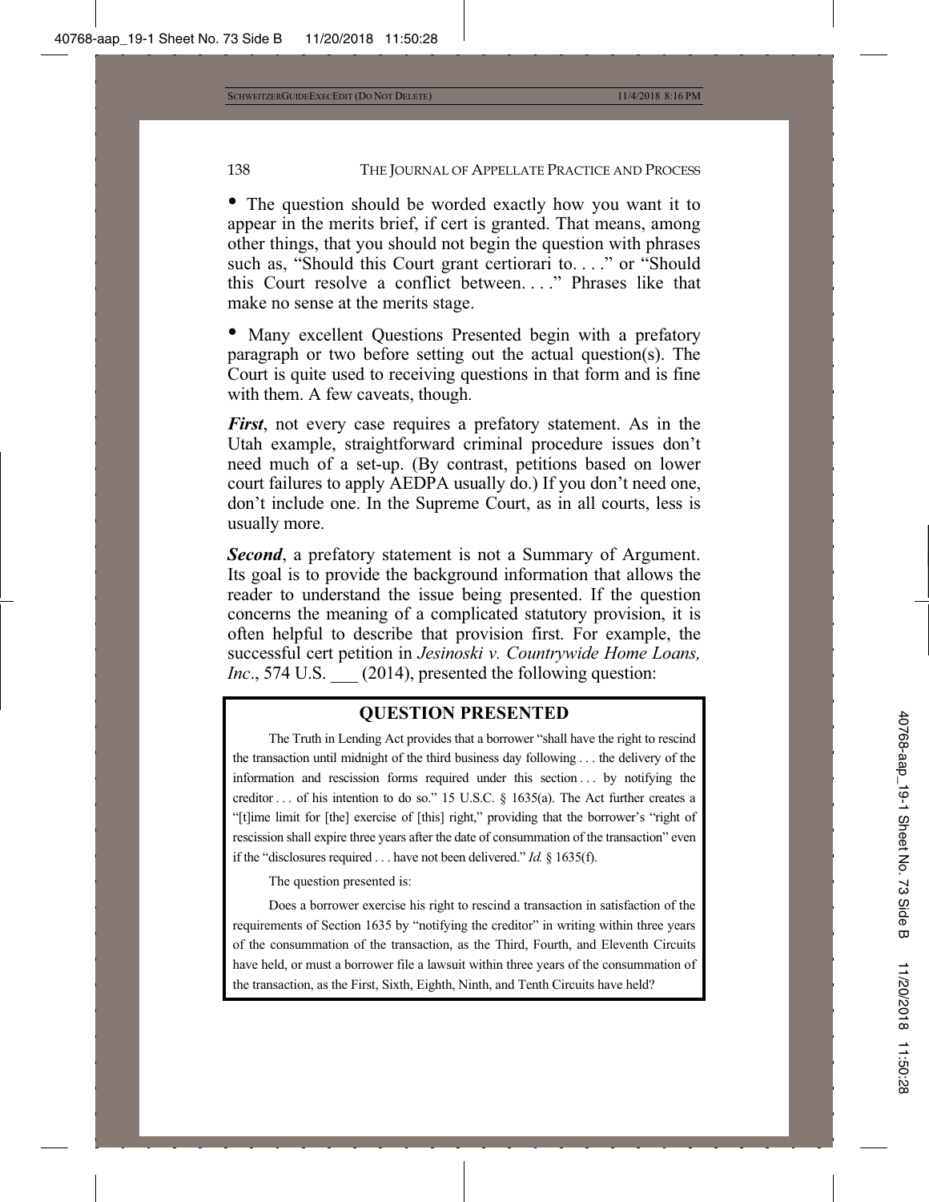- The question should be worded exactly how you want it to appear in the merits brief, if cert is granted. That means, among other things, that you should not begin the question with phrases such as, "Should this Court grant certiorari to. . . ." or "Should this Court resolve a conflict between. . . ." Phrases like that make no sense at the merits stage.

- Many excellent Questions Presented begin with a prefatory paragraph or two before setting out the actual question(s). The Court is quite used to receiving questions in that form and is fine with them. A few caveats, though.

***First***, not every case requires a prefatory statement. As in the Utah example, straightforward criminal procedure issues don't need much of a set-up. (By contrast, petitions based on lower court failures to apply AEDPA usually do.) If you don't need one, don't include one. In the Supreme Court, as in all courts, less is usually more.

***Second***, a prefatory statement is not a Summary of Argument. Its goal is to provide the background information that allows the reader to understand the issue being presented. If the question concerns the meaning of a complicated statutory provision, it is often helpful to describe that provision first. For example, the successful cert petition in *Jesinoski v. Countrywide Home Loans, Inc*., 574 U.S. ___ (2014), presented the following question:

> **QUESTION PRESENTED**
>
> The Truth in Lending Act provides that a borrower "shall have the right to rescind the transaction until midnight of the third business day following . . . the delivery of the information and rescission forms required under this section . . . by notifying the creditor . . . of his intention to do so." 15 U.S.C. § 1635(a). The Act further creates a "[t]ime limit for [the] exercise of [this] right," providing that the borrower's "right of rescission shall expire three years after the date of consummation of the transaction" even if the "disclosures required . . . have not been delivered." *Id.* § 1635(f).
>
> The question presented is:
>
> Does a borrower exercise his right to rescind a transaction in satisfaction of the requirements of Section 1635 by "notifying the creditor" in writing within three years of the consummation of the transaction, as the Third, Fourth, and Eleventh Circuits have held, or must a borrower file a lawsuit within three years of the consummation of the transaction, as the First, Sixth, Eighth, Ninth, and Tenth Circuits have held?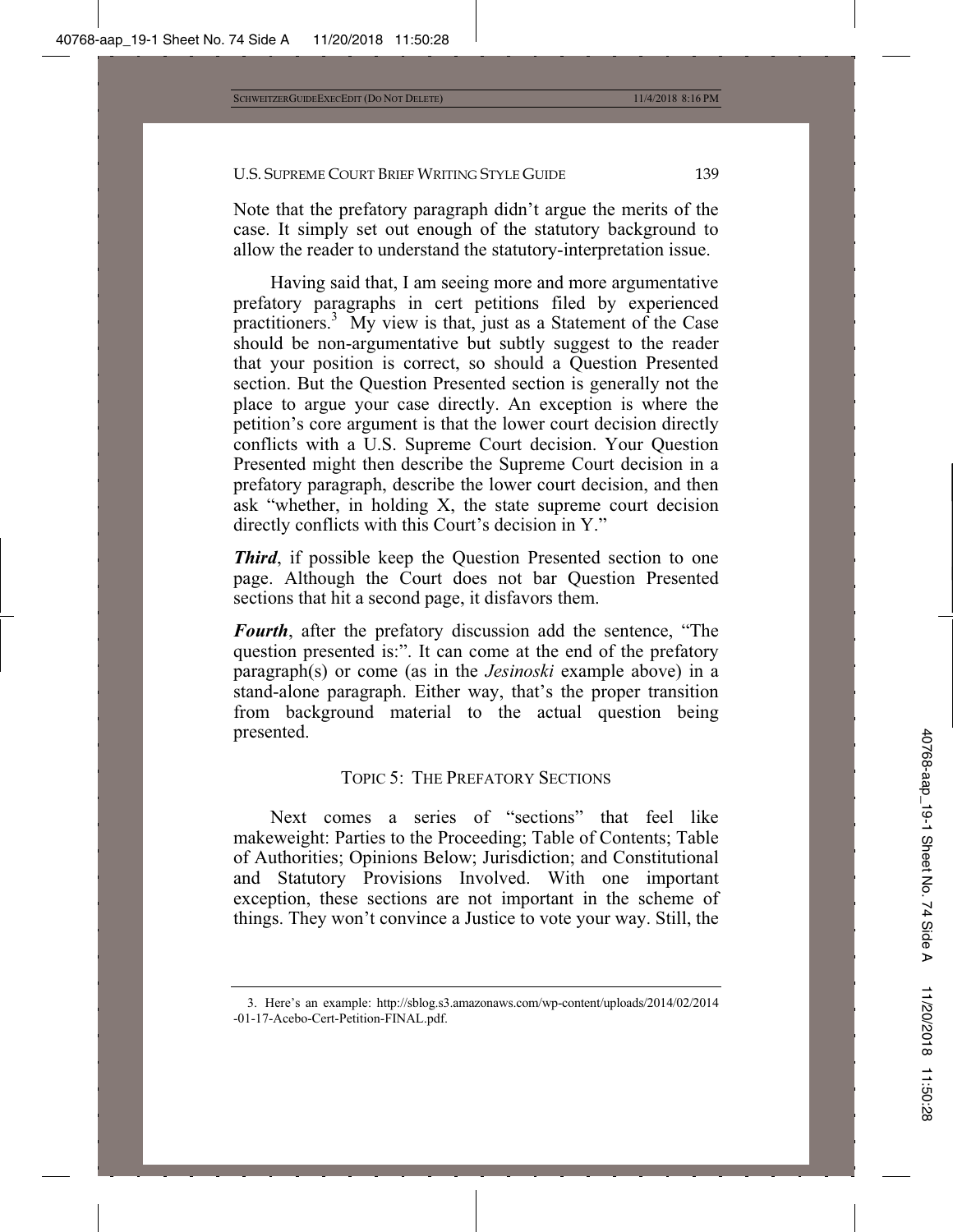Note that the prefatory paragraph didn't argue the merits of the case. It simply set out enough of the statutory background to allow the reader to understand the statutory-interpretation issue.

Having said that, I am seeing more and more argumentative prefatory paragraphs in cert petitions filed by experienced practitioners.[3] My view is that, just as a Statement of the Case should be non-argumentative but subtly suggest to the reader that your position is correct, so should a Question Presented section. But the Question Presented section is generally not the place to argue your case directly. An exception is where the petition's core argument is that the lower court decision directly conflicts with a U.S. Supreme Court decision. Your Question Presented might then describe the Supreme Court decision in a prefatory paragraph, describe the lower court decision, and then ask "whether, in holding X, the state supreme court decision directly conflicts with this Court's decision in Y."

***Third***, if possible keep the Question Presented section to one page. Although the Court does not bar Question Presented sections that hit a second page, it disfavors them.

***Fourth***, after the prefatory discussion add the sentence, "The question presented is:". It can come at the end of the prefatory paragraph(s) or come (as in the *Jesinoski* example above) in a stand-alone paragraph. Either way, that's the proper transition from background material to the actual question being presented.

## TOPIC 5: THE PREFATORY SECTIONS

Next comes a series of "sections" that feel like makeweight: Parties to the Proceeding; Table of Contents; Table of Authorities; Opinions Below; Jurisdiction; and Constitutional and Statutory Provisions Involved. With one important exception, these sections are not important in the scheme of things. They won't convince a Justice to vote your way. Still, the

---

3. Here's an example: http://sblog.s3.amazonaws.com/wp-content/uploads/2014/02/2014-01-17-Acebo-Cert-Petition-FINAL.pdf.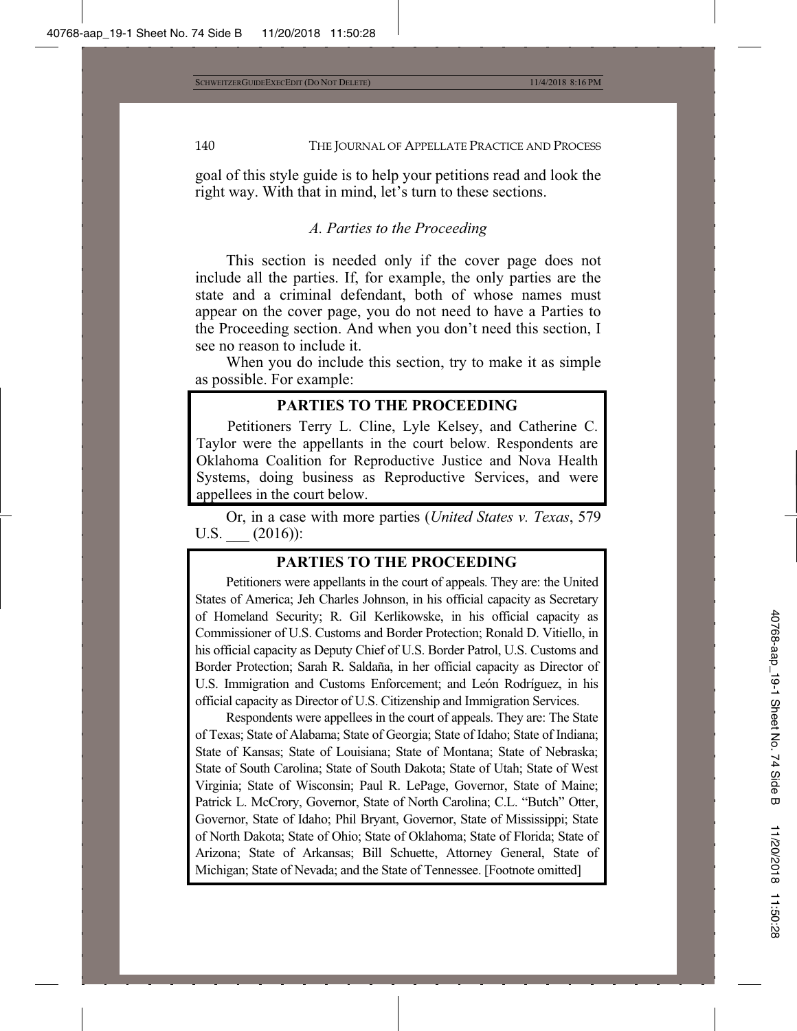goal of this style guide is to help your petitions read and look the right way. With that in mind, let's turn to these sections.

### *A. Parties to the Proceeding*

This section is needed only if the cover page does not include all the parties. If, for example, the only parties are the state and a criminal defendant, both of whose names must appear on the cover page, you do not need to have a Parties to the Proceeding section. And when you don't need this section, I see no reason to include it.

When you do include this section, try to make it as simple as possible. For example:

> **PARTIES TO THE PROCEEDING**
>
> Petitioners Terry L. Cline, Lyle Kelsey, and Catherine C. Taylor were the appellants in the court below. Respondents are Oklahoma Coalition for Reproductive Justice and Nova Health Systems, doing business as Reproductive Services, and were appellees in the court below.

Or, in a case with more parties (*United States v. Texas*, 579 U.S. ___ (2016)):

> **PARTIES TO THE PROCEEDING**
>
> Petitioners were appellants in the court of appeals. They are: the United States of America; Jeh Charles Johnson, in his official capacity as Secretary of Homeland Security; R. Gil Kerlikowske, in his official capacity as Commissioner of U.S. Customs and Border Protection; Ronald D. Vitiello, in his official capacity as Deputy Chief of U.S. Border Patrol, U.S. Customs and Border Protection; Sarah R. Saldaña, in her official capacity as Director of U.S. Immigration and Customs Enforcement; and León Rodríguez, in his official capacity as Director of U.S. Citizenship and Immigration Services.
>
> Respondents were appellees in the court of appeals. They are: The State of Texas; State of Alabama; State of Georgia; State of Idaho; State of Indiana; State of Kansas; State of Louisiana; State of Montana; State of Nebraska; State of South Carolina; State of South Dakota; State of Utah; State of West Virginia; State of Wisconsin; Paul R. LePage, Governor, State of Maine; Patrick L. McCrory, Governor, State of North Carolina; C.L. "Butch" Otter, Governor, State of Idaho; Phil Bryant, Governor, State of Mississippi; State of North Dakota; State of Ohio; State of Oklahoma; State of Florida; State of Arizona; State of Arkansas; Bill Schuette, Attorney General, State of Michigan; State of Nevada; and the State of Tennessee. [Footnote omitted]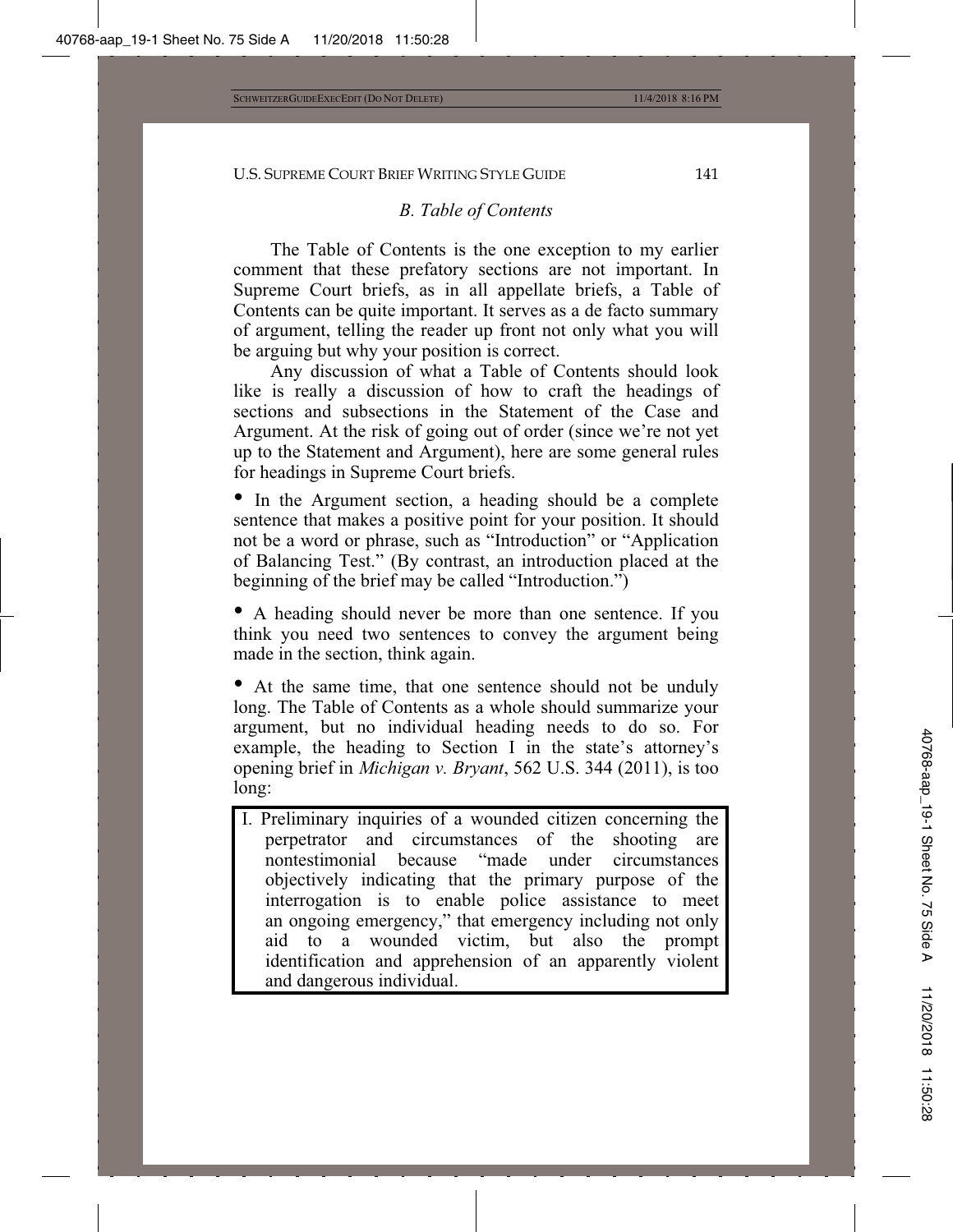### *B. Table of Contents*

The Table of Contents is the one exception to my earlier comment that these prefatory sections are not important. In Supreme Court briefs, as in all appellate briefs, a Table of Contents can be quite important. It serves as a de facto summary of argument, telling the reader up front not only what you will be arguing but why your position is correct.

Any discussion of what a Table of Contents should look like is really a discussion of how to craft the headings of sections and subsections in the Statement of the Case and Argument. At the risk of going out of order (since we're not yet up to the Statement and Argument), here are some general rules for headings in Supreme Court briefs.

- In the Argument section, a heading should be a complete sentence that makes a positive point for your position. It should not be a word or phrase, such as "Introduction" or "Application of Balancing Test." (By contrast, an introduction placed at the beginning of the brief may be called "Introduction.")

- A heading should never be more than one sentence. If you think you need two sentences to convey the argument being made in the section, think again.

- At the same time, that one sentence should not be unduly long. The Table of Contents as a whole should summarize your argument, but no individual heading needs to do so. For example, the heading to Section I in the state's attorney's opening brief in *Michigan v. Bryant*, 562 U.S. 344 (2011), is too long:

> I. Preliminary inquiries of a wounded citizen concerning the perpetrator and circumstances of the shooting are nontestimonial because "made under circumstances objectively indicating that the primary purpose of the interrogation is to enable police assistance to meet an ongoing emergency," that emergency including not only aid to a wounded victim, but also the prompt identification and apprehension of an apparently violent and dangerous individual.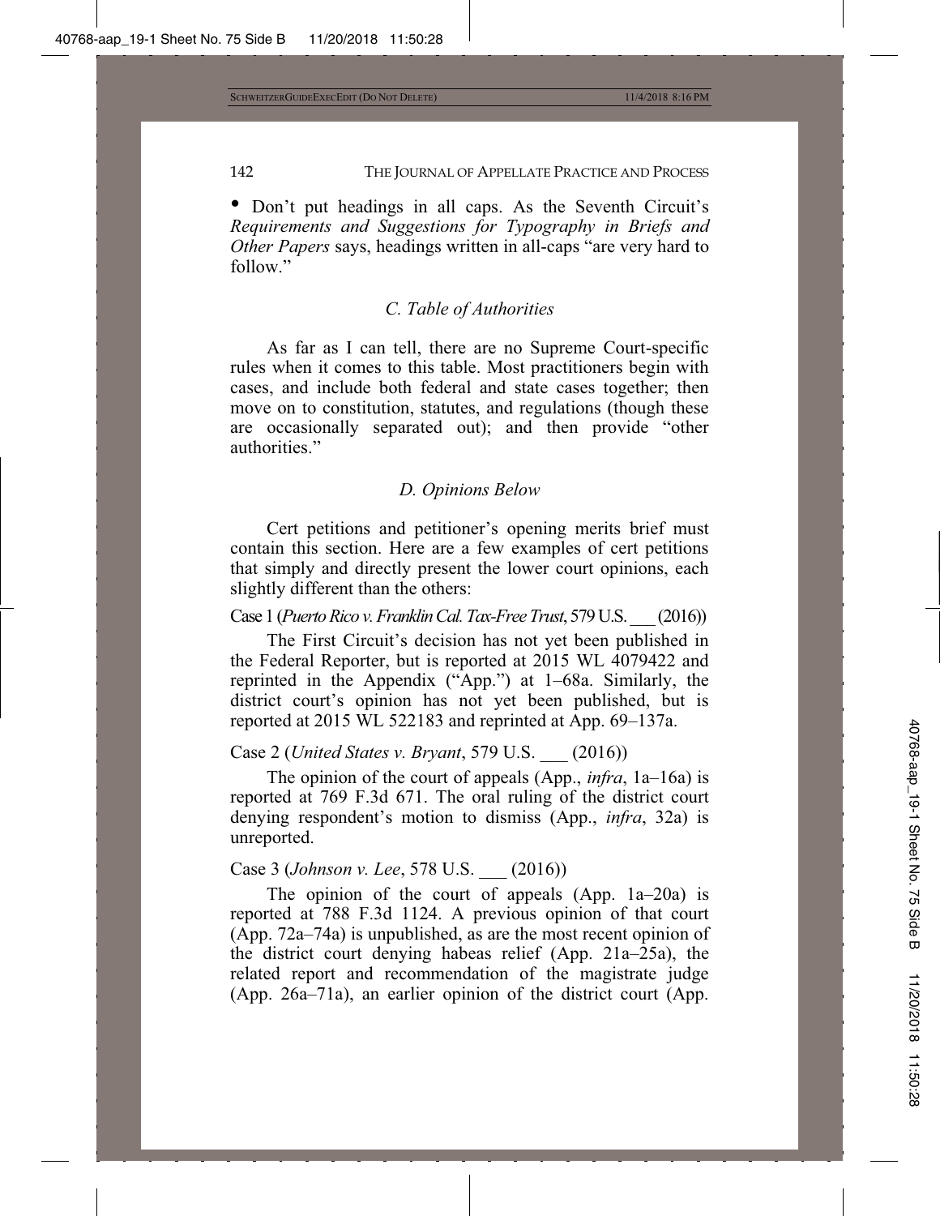- Don't put headings in all caps. As the Seventh Circuit's *Requirements and Suggestions for Typography in Briefs and Other Papers* says, headings written in all-caps "are very hard to follow."

### *C. Table of Authorities*

As far as I can tell, there are no Supreme Court-specific rules when it comes to this table. Most practitioners begin with cases, and include both federal and state cases together; then move on to constitution, statutes, and regulations (though these are occasionally separated out); and then provide "other authorities."

### *D. Opinions Below*

Cert petitions and petitioner's opening merits brief must contain this section. Here are a few examples of cert petitions that simply and directly present the lower court opinions, each slightly different than the others:

Case 1 (*Puerto Rico v. Franklin Cal. Tax-Free Trust*, 579 U.S. ___ (2016))

The First Circuit's decision has not yet been published in the Federal Reporter, but is reported at 2015 WL 4079422 and reprinted in the Appendix ("App.") at 1–68a. Similarly, the district court's opinion has not yet been published, but is reported at 2015 WL 522183 and reprinted at App. 69–137a.

Case 2 (*United States v. Bryant*, 579 U.S. ___ (2016))

The opinion of the court of appeals (App., *infra*, 1a–16a) is reported at 769 F.3d 671. The oral ruling of the district court denying respondent's motion to dismiss (App., *infra*, 32a) is unreported.

Case 3 (*Johnson v. Lee*, 578 U.S. ___ (2016))

The opinion of the court of appeals (App. 1a–20a) is reported at 788 F.3d 1124. A previous opinion of that court (App. 72a–74a) is unpublished, as are the most recent opinion of the district court denying habeas relief (App. 21a–25a), the related report and recommendation of the magistrate judge (App. 26a–71a), an earlier opinion of the district court (App.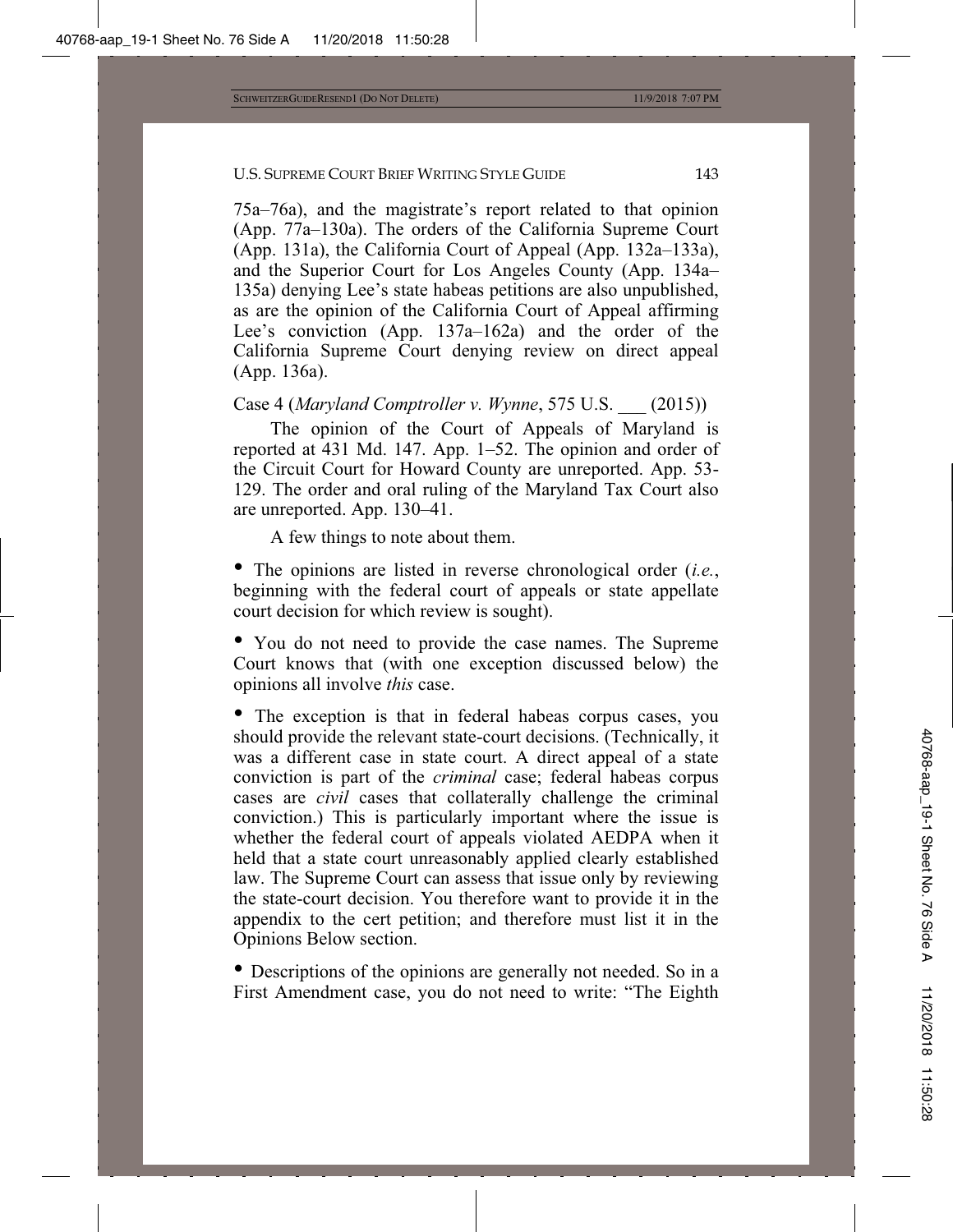75a–76a), and the magistrate's report related to that opinion (App. 77a–130a). The orders of the California Supreme Court (App. 131a), the California Court of Appeal (App. 132a–133a), and the Superior Court for Los Angeles County (App. 134a–135a) denying Lee's state habeas petitions are also unpublished, as are the opinion of the California Court of Appeal affirming Lee's conviction (App. 137a–162a) and the order of the California Supreme Court denying review on direct appeal (App. 136a).

Case 4 (*Maryland Comptroller v. Wynne*, 575 U.S. ___ (2015))

The opinion of the Court of Appeals of Maryland is reported at 431 Md. 147. App. 1–52. The opinion and order of the Circuit Court for Howard County are unreported. App. 53-129. The order and oral ruling of the Maryland Tax Court also are unreported. App. 130–41.

A few things to note about them.

- The opinions are listed in reverse chronological order (*i.e.*, beginning with the federal court of appeals or state appellate court decision for which review is sought).
- You do not need to provide the case names. The Supreme Court knows that (with one exception discussed below) the opinions all involve *this* case.
- The exception is that in federal habeas corpus cases, you should provide the relevant state-court decisions. (Technically, it was a different case in state court. A direct appeal of a state conviction is part of the *criminal* case; federal habeas corpus cases are *civil* cases that collaterally challenge the criminal conviction.) This is particularly important where the issue is whether the federal court of appeals violated AEDPA when it held that a state court unreasonably applied clearly established law. The Supreme Court can assess that issue only by reviewing the state-court decision. You therefore want to provide it in the appendix to the cert petition; and therefore must list it in the Opinions Below section.
- Descriptions of the opinions are generally not needed. So in a First Amendment case, you do not need to write: "The Eighth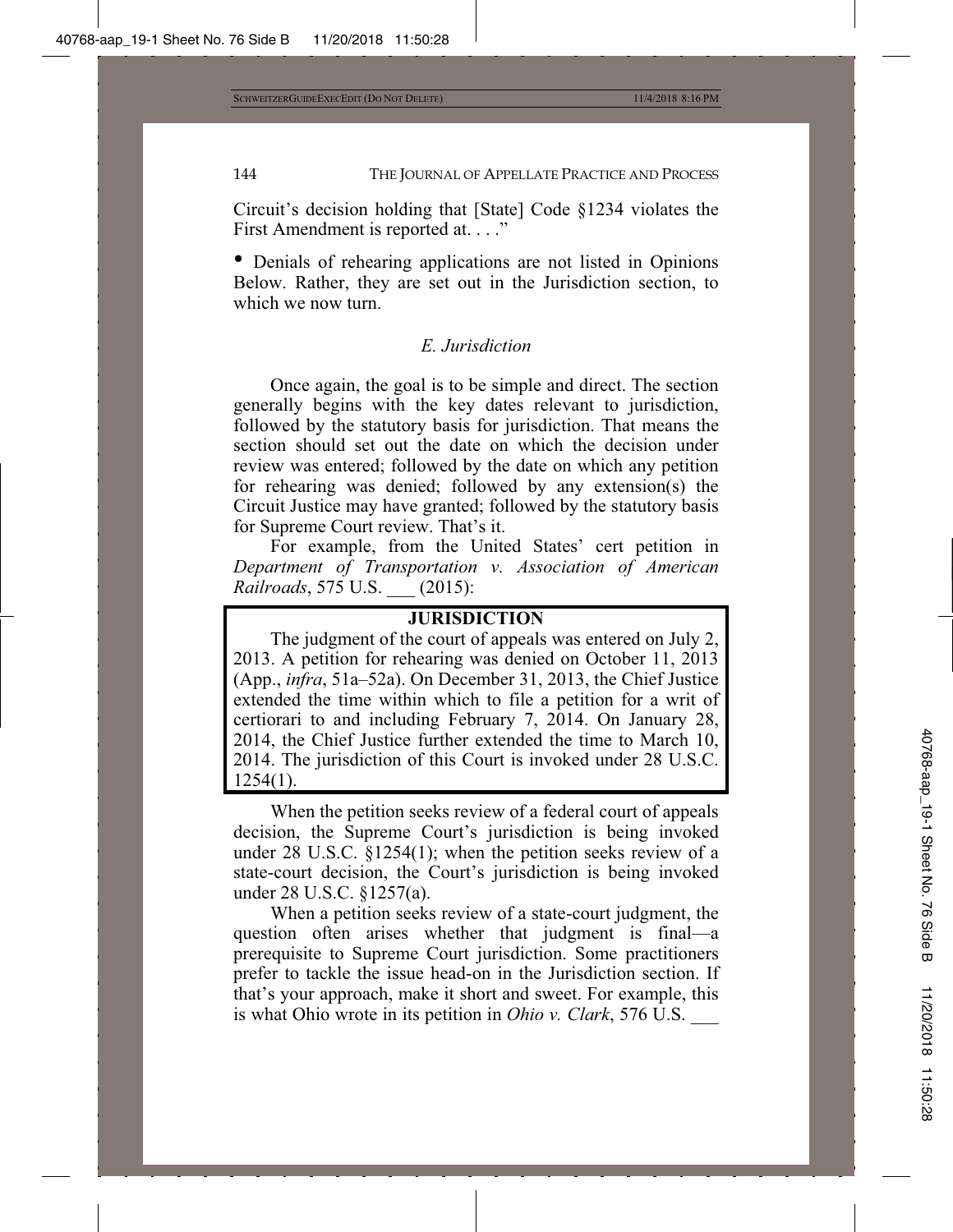Circuit's decision holding that [State] Code §1234 violates the First Amendment is reported at. . . ."

- Denials of rehearing applications are not listed in Opinions Below. Rather, they are set out in the Jurisdiction section, to which we now turn.

### *E. Jurisdiction*

Once again, the goal is to be simple and direct. The section generally begins with the key dates relevant to jurisdiction, followed by the statutory basis for jurisdiction. That means the section should set out the date on which the decision under review was entered; followed by the date on which any petition for rehearing was denied; followed by any extension(s) the Circuit Justice may have granted; followed by the statutory basis for Supreme Court review. That's it.

For example, from the United States' cert petition in *Department of Transportation v. Association of American Railroads*, 575 U.S. ___ (2015):

> **JURISDICTION**
>
> The judgment of the court of appeals was entered on July 2, 2013. A petition for rehearing was denied on October 11, 2013 (App., *infra*, 51a–52a). On December 31, 2013, the Chief Justice extended the time within which to file a petition for a writ of certiorari to and including February 7, 2014. On January 28, 2014, the Chief Justice further extended the time to March 10, 2014. The jurisdiction of this Court is invoked under 28 U.S.C. 1254(1).

When the petition seeks review of a federal court of appeals decision, the Supreme Court's jurisdiction is being invoked under 28 U.S.C. §1254(1); when the petition seeks review of a state-court decision, the Court's jurisdiction is being invoked under 28 U.S.C. §1257(a).

When a petition seeks review of a state-court judgment, the question often arises whether that judgment is final—a prerequisite to Supreme Court jurisdiction. Some practitioners prefer to tackle the issue head-on in the Jurisdiction section. If that's your approach, make it short and sweet. For example, this is what Ohio wrote in its petition in *Ohio v. Clark*, 576 U.S. ___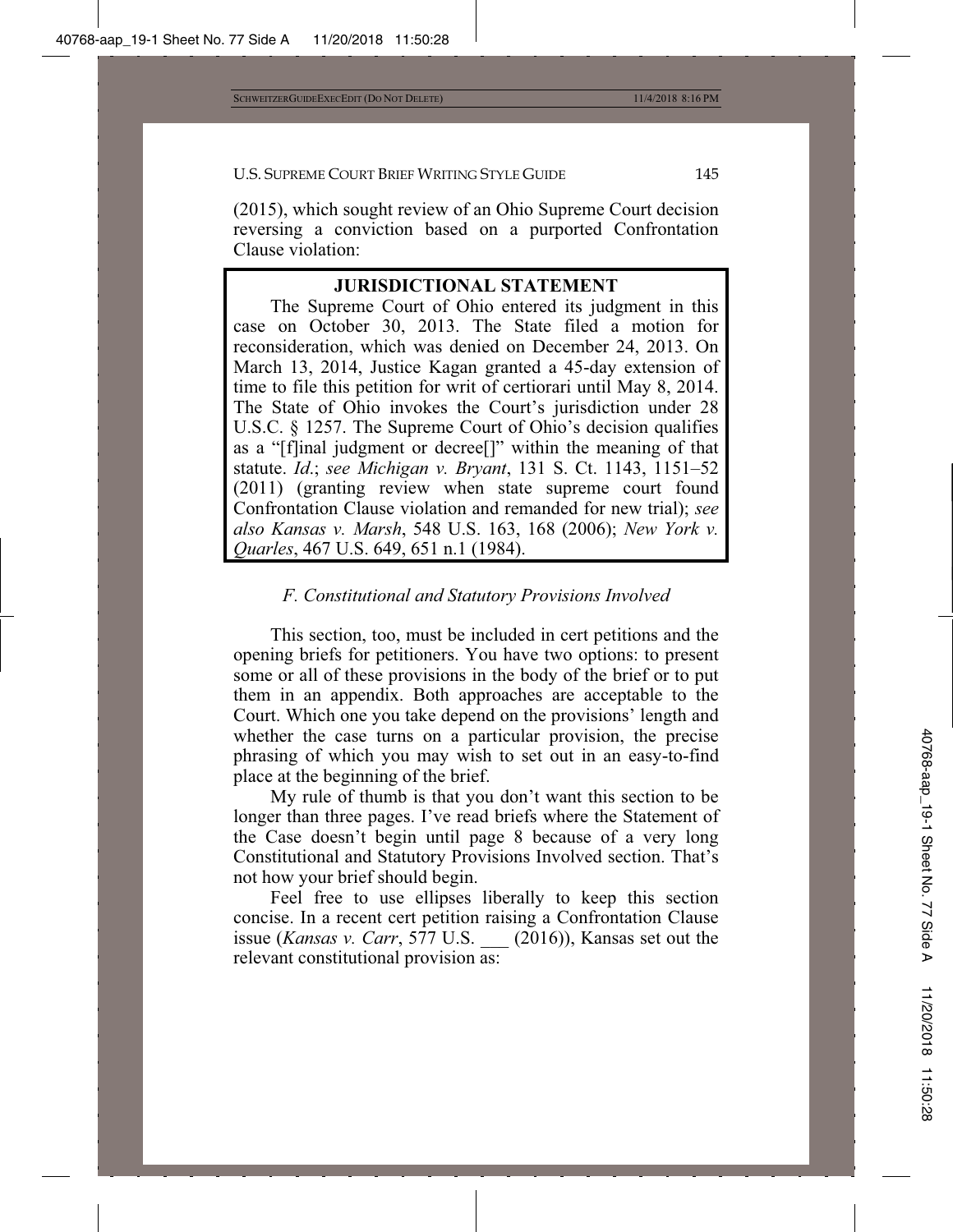(2015), which sought review of an Ohio Supreme Court decision reversing a conviction based on a purported Confrontation Clause violation:

> **JURISDICTIONAL STATEMENT**
>
> The Supreme Court of Ohio entered its judgment in this case on October 30, 2013. The State filed a motion for reconsideration, which was denied on December 24, 2013. On March 13, 2014, Justice Kagan granted a 45-day extension of time to file this petition for writ of certiorari until May 8, 2014. The State of Ohio invokes the Court's jurisdiction under 28 U.S.C. § 1257. The Supreme Court of Ohio's decision qualifies as a "[f]inal judgment or decree[]" within the meaning of that statute. *Id.*; *see Michigan v. Bryant*, 131 S. Ct. 1143, 1151–52 (2011) (granting review when state supreme court found Confrontation Clause violation and remanded for new trial); *see also Kansas v. Marsh*, 548 U.S. 163, 168 (2006); *New York v. Quarles*, 467 U.S. 649, 651 n.1 (1984).

### *F. Constitutional and Statutory Provisions Involved*

This section, too, must be included in cert petitions and the opening briefs for petitioners. You have two options: to present some or all of these provisions in the body of the brief or to put them in an appendix. Both approaches are acceptable to the Court. Which one you take depend on the provisions' length and whether the case turns on a particular provision, the precise phrasing of which you may wish to set out in an easy-to-find place at the beginning of the brief.

My rule of thumb is that you don't want this section to be longer than three pages. I've read briefs where the Statement of the Case doesn't begin until page 8 because of a very long Constitutional and Statutory Provisions Involved section. That's not how your brief should begin.

Feel free to use ellipses liberally to keep this section concise. In a recent cert petition raising a Confrontation Clause issue (*Kansas v. Carr*, 577 U.S. ___ (2016)), Kansas set out the relevant constitutional provision as: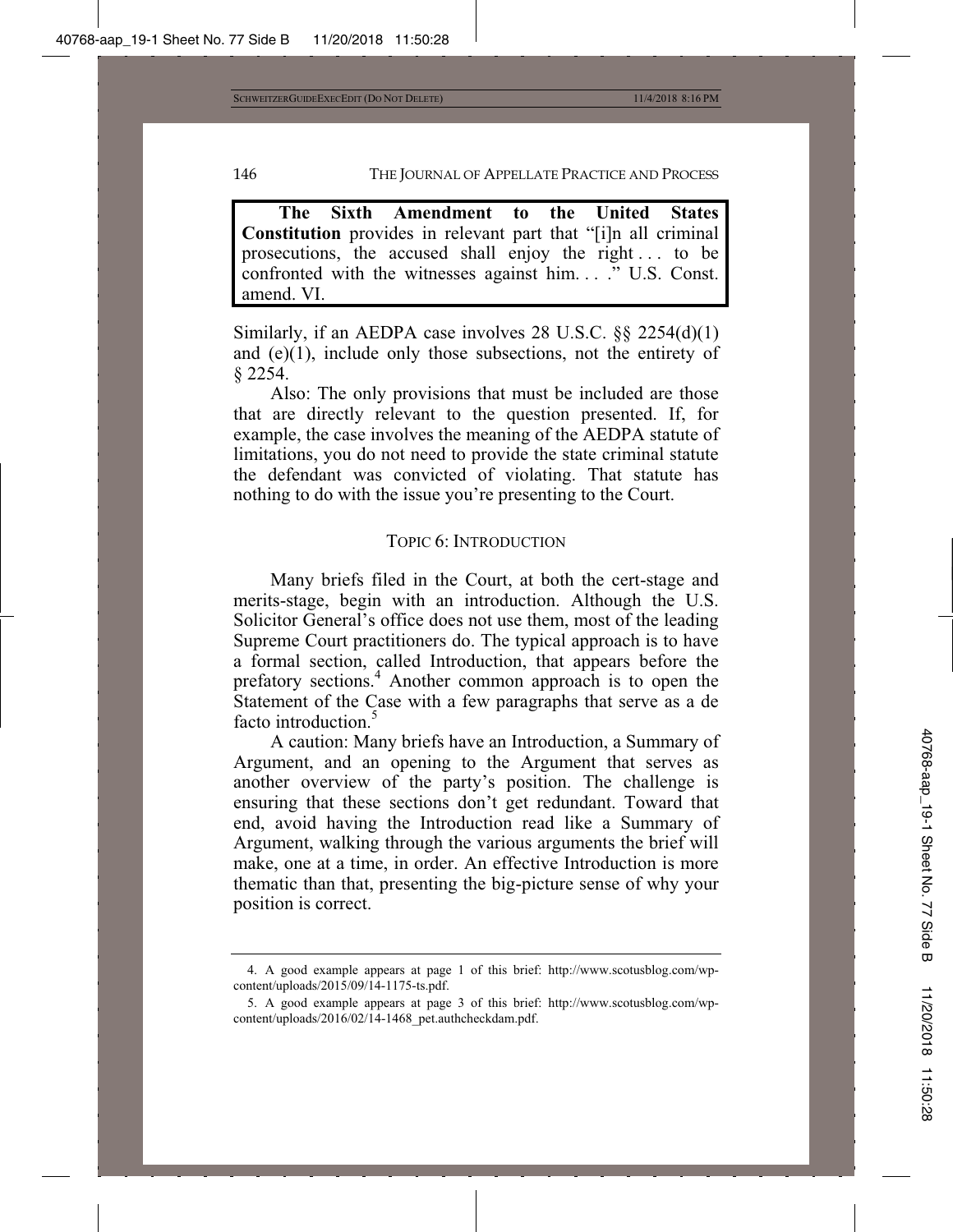> **The Sixth Amendment to the United States Constitution** provides in relevant part that "[i]n all criminal prosecutions, the accused shall enjoy the right . . . to be confronted with the witnesses against him. . . ." U.S. Const. amend. VI.

Similarly, if an AEDPA case involves 28 U.S.C. §§ 2254(d)(1) and (e)(1), include only those subsections, not the entirety of § 2254.

Also: The only provisions that must be included are those that are directly relevant to the question presented. If, for example, the case involves the meaning of the AEDPA statute of limitations, you do not need to provide the state criminal statute the defendant was convicted of violating. That statute has nothing to do with the issue you're presenting to the Court.

## TOPIC 6: INTRODUCTION

Many briefs filed in the Court, at both the cert-stage and merits-stage, begin with an introduction. Although the U.S. Solicitor General's office does not use them, most of the leading Supreme Court practitioners do. The typical approach is to have a formal section, called Introduction, that appears before the prefatory sections.[4] Another common approach is to open the Statement of the Case with a few paragraphs that serve as a de facto introduction.[5]

A caution: Many briefs have an Introduction, a Summary of Argument, and an opening to the Argument that serves as another overview of the party's position. The challenge is ensuring that these sections don't get redundant. Toward that end, avoid having the Introduction read like a Summary of Argument, walking through the various arguments the brief will make, one at a time, in order. An effective Introduction is more thematic than that, presenting the big-picture sense of why your position is correct.

---

4. A good example appears at page 1 of this brief: http://www.scotusblog.com/wp-content/uploads/2015/09/14-1175-ts.pdf.

5. A good example appears at page 3 of this brief: http://www.scotusblog.com/wp-content/uploads/2016/02/14-1468_pet.authcheckdam.pdf.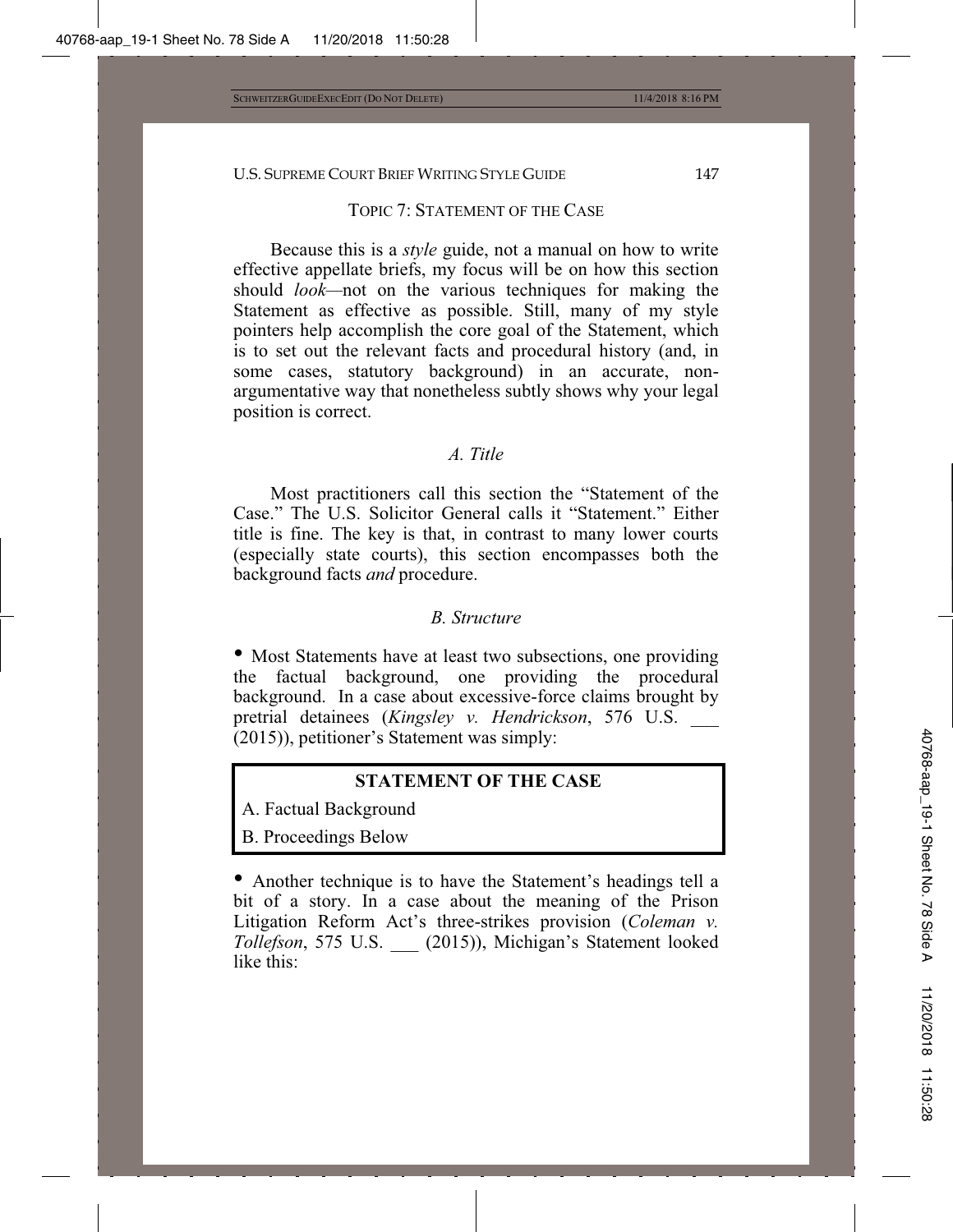## TOPIC 7: STATEMENT OF THE CASE

Because this is a *style* guide, not a manual on how to write effective appellate briefs, my focus will be on how this section should *look*—not on the various techniques for making the Statement as effective as possible. Still, many of my style pointers help accomplish the core goal of the Statement, which is to set out the relevant facts and procedural history (and, in some cases, statutory background) in an accurate, non-argumentative way that nonetheless subtly shows why your legal position is correct.

### *A. Title*

Most practitioners call this section the "Statement of the Case." The U.S. Solicitor General calls it "Statement." Either title is fine. The key is that, in contrast to many lower courts (especially state courts), this section encompasses both the background facts *and* procedure.

### *B. Structure*

- Most Statements have at least two subsections, one providing the factual background, one providing the procedural background. In a case about excessive-force claims brought by pretrial detainees (*Kingsley v. Hendrickson*, 576 U.S. ___ (2015)), petitioner's Statement was simply:

> **STATEMENT OF THE CASE**
>
> A. Factual Background
>
> B. Proceedings Below

- Another technique is to have the Statement's headings tell a bit of a story. In a case about the meaning of the Prison Litigation Reform Act's three-strikes provision (*Coleman v. Tollefson*, 575 U.S. ___ (2015)), Michigan's Statement looked like this: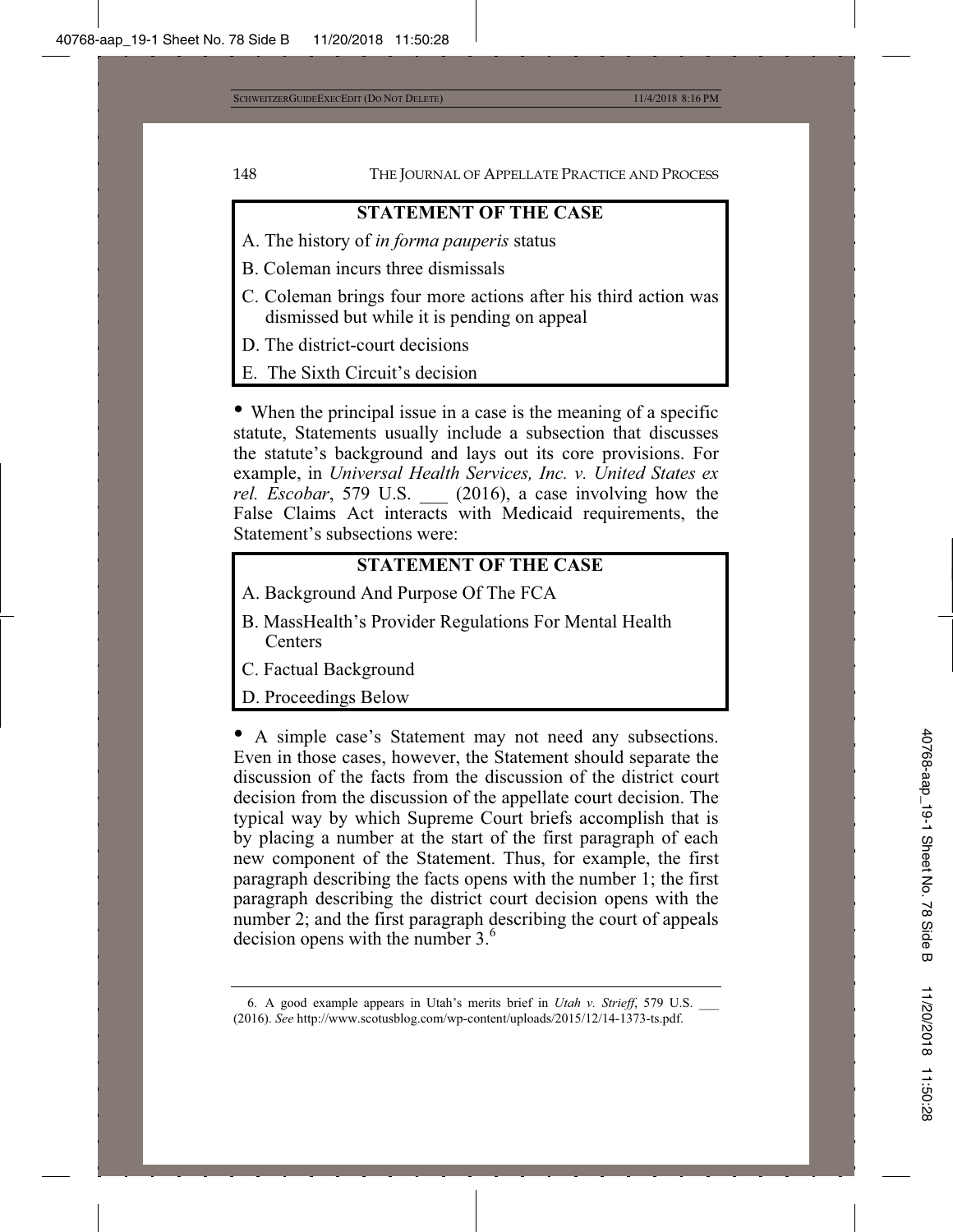**STATEMENT OF THE CASE**

A. The history of *in forma pauperis* status

B. Coleman incurs three dismissals

C. Coleman brings four more actions after his third action was dismissed but while it is pending on appeal

D. The district-court decisions

E. The Sixth Circuit's decision

• When the principal issue in a case is the meaning of a specific statute, Statements usually include a subsection that discusses the statute's background and lays out its core provisions. For example, in *Universal Health Services, Inc. v. United States ex rel. Escobar*, 579 U.S. ___ (2016), a case involving how the False Claims Act interacts with Medicaid requirements, the Statement's subsections were:

**STATEMENT OF THE CASE**

A. Background And Purpose Of The FCA

B. MassHealth's Provider Regulations For Mental Health Centers

C. Factual Background

D. Proceedings Below

• A simple case's Statement may not need any subsections. Even in those cases, however, the Statement should separate the discussion of the facts from the discussion of the district court decision from the discussion of the appellate court decision. The typical way by which Supreme Court briefs accomplish that is by placing a number at the start of the first paragraph of each new component of the Statement. Thus, for example, the first paragraph describing the facts opens with the number 1; the first paragraph describing the district court decision opens with the number 2; and the first paragraph describing the court of appeals decision opens with the number 3.[6]

---

6. A good example appears in Utah's merits brief in *Utah v. Strieff*, 579 U.S. ___ (2016). *See* http://www.scotusblog.com/wp-content/uploads/2015/12/14-1373-ts.pdf.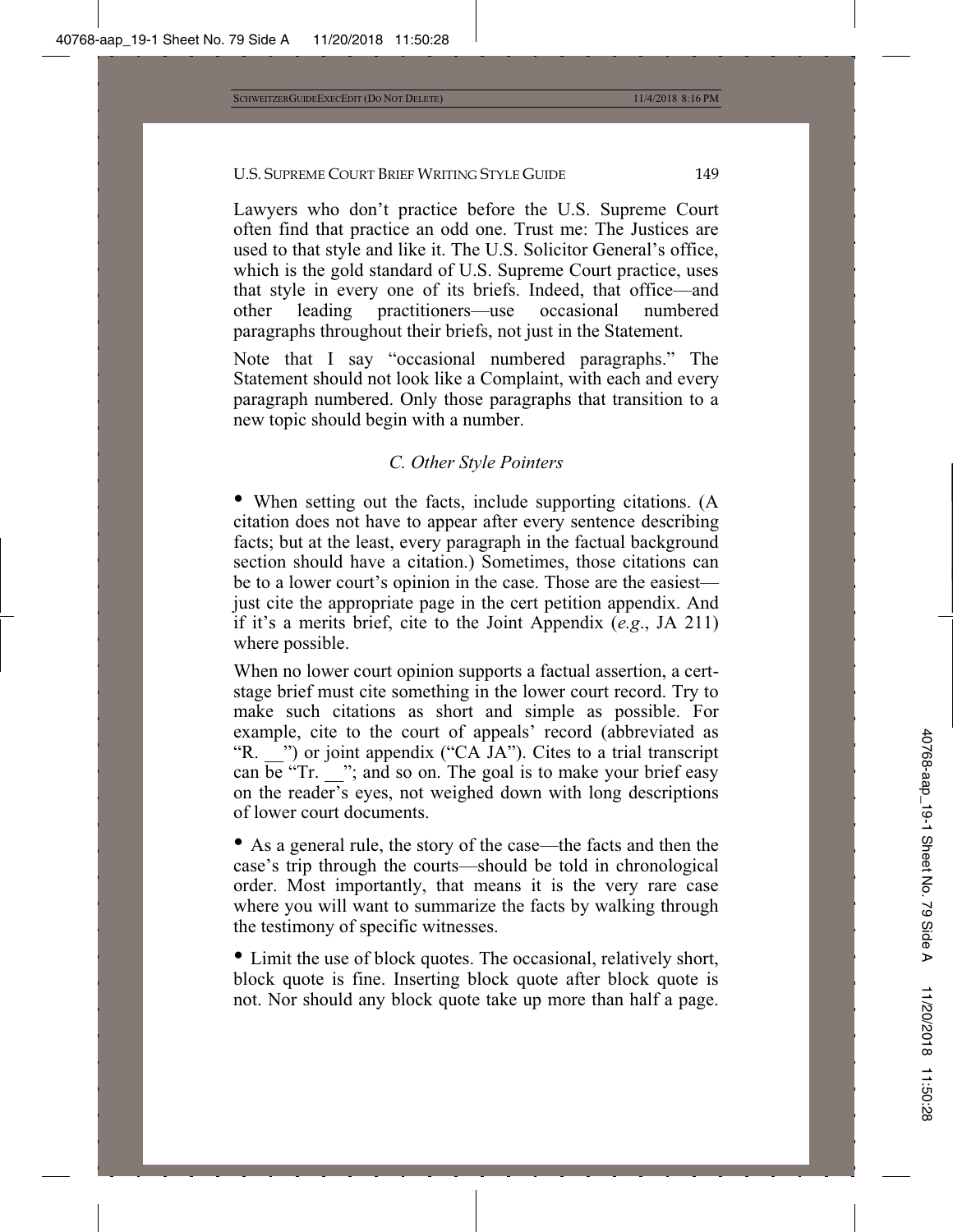Lawyers who don't practice before the U.S. Supreme Court often find that practice an odd one. Trust me: The Justices are used to that style and like it. The U.S. Solicitor General's office, which is the gold standard of U.S. Supreme Court practice, uses that style in every one of its briefs. Indeed, that office—and other leading practitioners—use occasional numbered paragraphs throughout their briefs, not just in the Statement.

Note that I say "occasional numbered paragraphs." The Statement should not look like a Complaint, with each and every paragraph numbered. Only those paragraphs that transition to a new topic should begin with a number.

### *C. Other Style Pointers*

- When setting out the facts, include supporting citations. (A citation does not have to appear after every sentence describing facts; but at the least, every paragraph in the factual background section should have a citation.) Sometimes, those citations can be to a lower court's opinion in the case. Those are the easiest—just cite the appropriate page in the cert petition appendix. And if it's a merits brief, cite to the Joint Appendix (*e.g*., JA 211) where possible.

  When no lower court opinion supports a factual assertion, a cert-stage brief must cite something in the lower court record. Try to make such citations as short and simple as possible. For example, cite to the court of appeals' record (abbreviated as "R. __") or joint appendix ("CA JA"). Cites to a trial transcript can be "Tr. __"; and so on. The goal is to make your brief easy on the reader's eyes, not weighed down with long descriptions of lower court documents.

- As a general rule, the story of the case—the facts and then the case's trip through the courts—should be told in chronological order. Most importantly, that means it is the very rare case where you will want to summarize the facts by walking through the testimony of specific witnesses.

- Limit the use of block quotes. The occasional, relatively short, block quote is fine. Inserting block quote after block quote is not. Nor should any block quote take up more than half a page.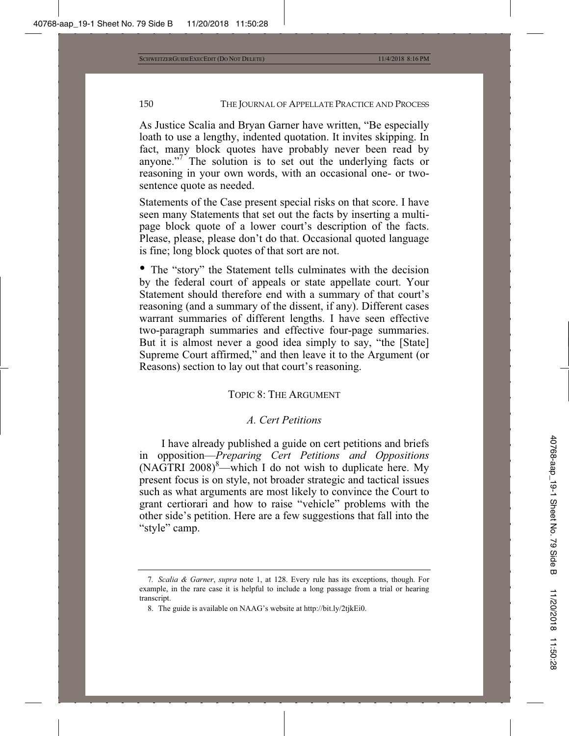As Justice Scalia and Bryan Garner have written, "Be especially loath to use a lengthy, indented quotation. It invites skipping. In fact, many block quotes have probably never been read by anyone."[7] The solution is to set out the underlying facts or reasoning in your own words, with an occasional one- or two-sentence quote as needed.

Statements of the Case present special risks on that score. I have seen many Statements that set out the facts by inserting a multi-page block quote of a lower court's description of the facts. Please, please, please don't do that. Occasional quoted language is fine; long block quotes of that sort are not.

- The "story" the Statement tells culminates with the decision by the federal court of appeals or state appellate court. Your Statement should therefore end with a summary of that court's reasoning (and a summary of the dissent, if any). Different cases warrant summaries of different lengths. I have seen effective two-paragraph summaries and effective four-page summaries. But it is almost never a good idea simply to say, "the [State] Supreme Court affirmed," and then leave it to the Argument (or Reasons) section to lay out that court's reasoning.

## TOPIC 8: THE ARGUMENT

### *A. Cert Petitions*

I have already published a guide on cert petitions and briefs in opposition—*Preparing Cert Petitions and Oppositions* (NAGTRI 2008)[8]—which I do not wish to duplicate here. My present focus is on style, not broader strategic and tactical issues such as what arguments are most likely to convince the Court to grant certiorari and how to raise "vehicle" problems with the other side's petition. Here are a few suggestions that fall into the "style" camp.

---

7. *Scalia & Garner*, *supra* note 1, at 128. Every rule has its exceptions, though. For example, in the rare case it is helpful to include a long passage from a trial or hearing transcript.

8. The guide is available on NAAG's website at http://bit.ly/2tjkEi0.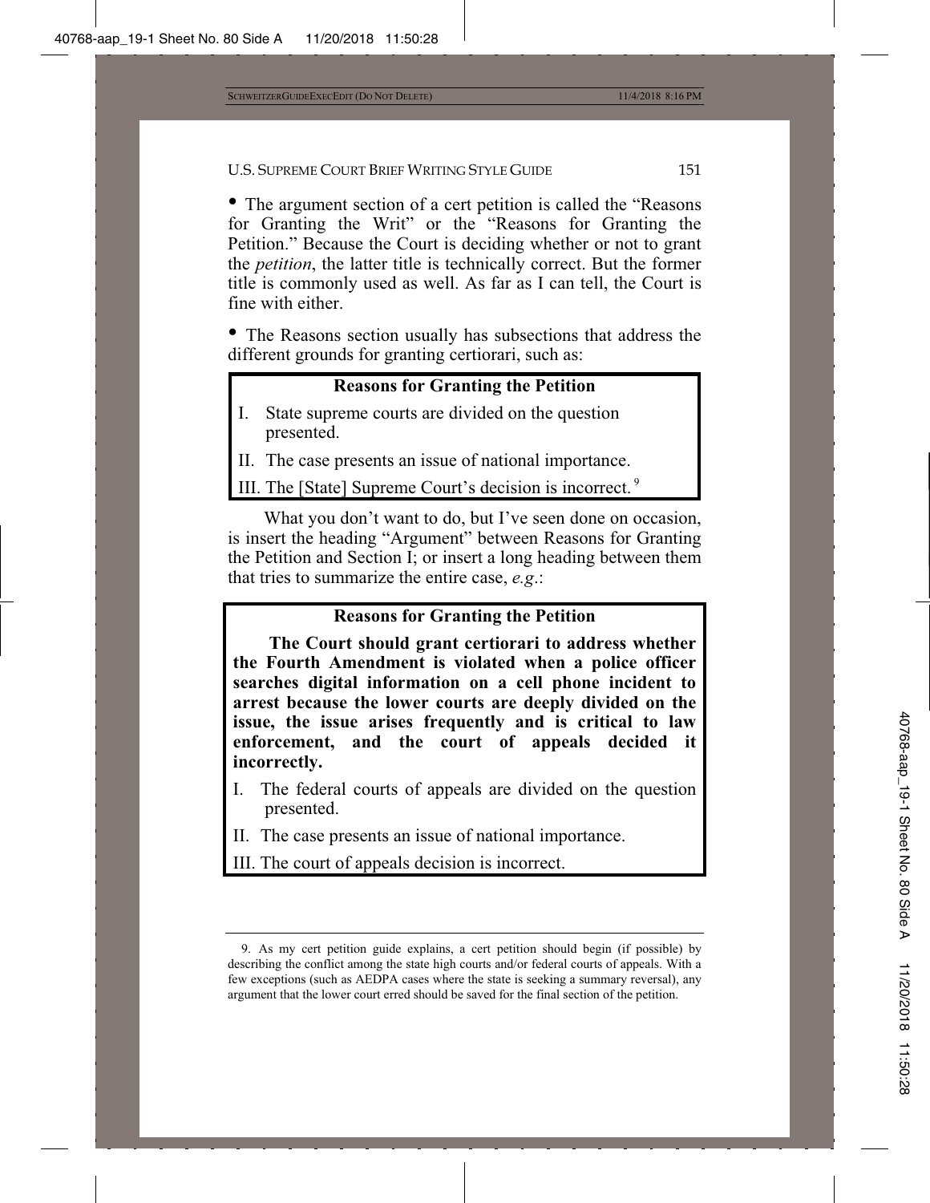- The argument section of a cert petition is called the "Reasons for Granting the Writ" or the "Reasons for Granting the Petition." Because the Court is deciding whether or not to grant the *petition*, the latter title is technically correct. But the former title is commonly used as well. As far as I can tell, the Court is fine with either.

- The Reasons section usually has subsections that address the different grounds for granting certiorari, such as:

> **Reasons for Granting the Petition**
>
> I. State supreme courts are divided on the question presented.
>
> II. The case presents an issue of national importance.
>
> III. The [State] Supreme Court's decision is incorrect.[9]

What you don't want to do, but I've seen done on occasion, is insert the heading "Argument" between Reasons for Granting the Petition and Section I; or insert a long heading between them that tries to summarize the entire case, *e.g.*:

> **Reasons for Granting the Petition**
>
> **The Court should grant certiorari to address whether the Fourth Amendment is violated when a police officer searches digital information on a cell phone incident to arrest because the lower courts are deeply divided on the issue, the issue arises frequently and is critical to law enforcement, and the court of appeals decided it incorrectly.**
>
> I. The federal courts of appeals are divided on the question presented.
>
> II. The case presents an issue of national importance.
>
> III. The court of appeals decision is incorrect.

---

9. As my cert petition guide explains, a cert petition should begin (if possible) by describing the conflict among the state high courts and/or federal courts of appeals. With a few exceptions (such as AEDPA cases where the state is seeking a summary reversal), any argument that the lower court erred should be saved for the final section of the petition.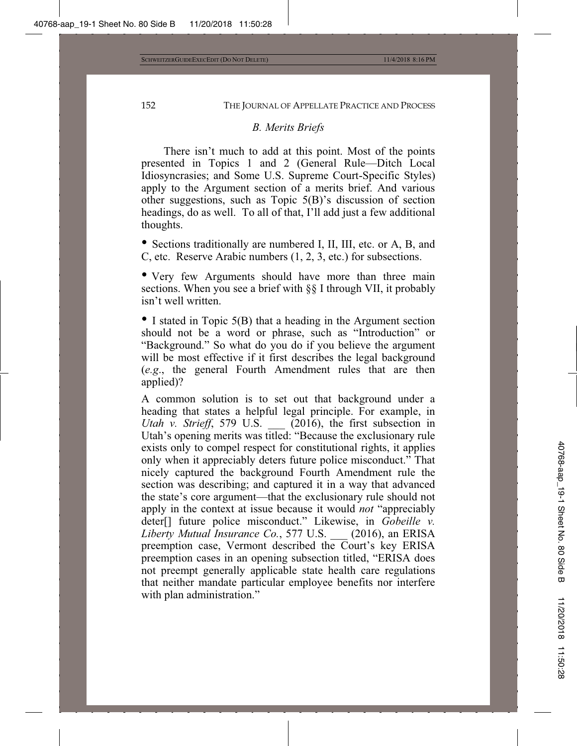### *B. Merits Briefs*

There isn't much to add at this point. Most of the points presented in Topics 1 and 2 (General Rule—Ditch Local Idiosyncrasies; and Some U.S. Supreme Court-Specific Styles) apply to the Argument section of a merits brief. And various other suggestions, such as Topic 5(B)'s discussion of section headings, do as well. To all of that, I'll add just a few additional thoughts.

- Sections traditionally are numbered I, II, III, etc. or A, B, and C, etc. Reserve Arabic numbers (1, 2, 3, etc.) for subsections.

- Very few Arguments should have more than three main sections. When you see a brief with §§ I through VII, it probably isn't well written.

- I stated in Topic 5(B) that a heading in the Argument section should not be a word or phrase, such as "Introduction" or "Background." So what do you do if you believe the argument will be most effective if it first describes the legal background (*e.g*., the general Fourth Amendment rules that are then applied)?

A common solution is to set out that background under a heading that states a helpful legal principle. For example, in *Utah v. Strieff*, 579 U.S. ___ (2016), the first subsection in Utah's opening merits was titled: "Because the exclusionary rule exists only to compel respect for constitutional rights, it applies only when it appreciably deters future police misconduct." That nicely captured the background Fourth Amendment rule the section was describing; and captured it in a way that advanced the state's core argument—that the exclusionary rule should not apply in the context at issue because it would *not* "appreciably deter[] future police misconduct." Likewise, in *Gobeille v. Liberty Mutual Insurance Co.*, 577 U.S. ___ (2016), an ERISA preemption case, Vermont described the Court's key ERISA preemption cases in an opening subsection titled, "ERISA does not preempt generally applicable state health care regulations that neither mandate particular employee benefits nor interfere with plan administration."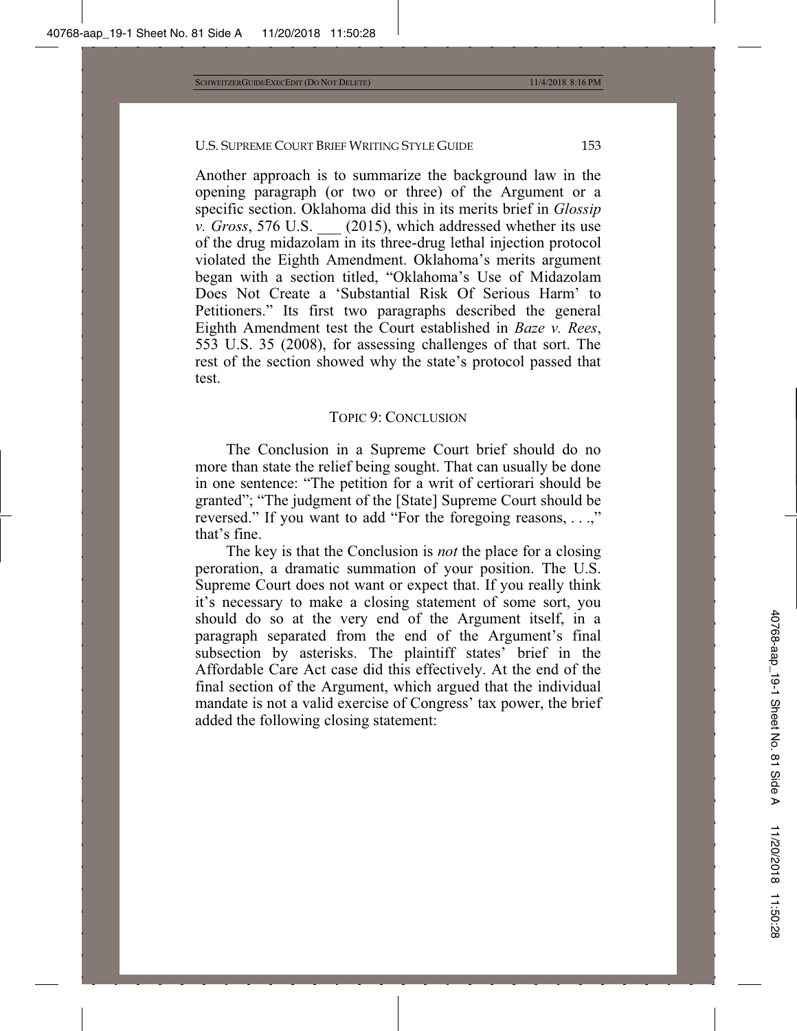Another approach is to summarize the background law in the opening paragraph (or two or three) of the Argument or a specific section. Oklahoma did this in its merits brief in *Glossip v. Gross*, 576 U.S. ___ (2015), which addressed whether its use of the drug midazolam in its three-drug lethal injection protocol violated the Eighth Amendment. Oklahoma's merits argument began with a section titled, "Oklahoma's Use of Midazolam Does Not Create a 'Substantial Risk Of Serious Harm' to Petitioners." Its first two paragraphs described the general Eighth Amendment test the Court established in *Baze v. Rees*, 553 U.S. 35 (2008), for assessing challenges of that sort. The rest of the section showed why the state's protocol passed that test.

## TOPIC 9: CONCLUSION

The Conclusion in a Supreme Court brief should do no more than state the relief being sought. That can usually be done in one sentence: "The petition for a writ of certiorari should be granted"; "The judgment of the [State] Supreme Court should be reversed." If you want to add "For the foregoing reasons, . . .," that's fine.

The key is that the Conclusion is *not* the place for a closing peroration, a dramatic summation of your position. The U.S. Supreme Court does not want or expect that. If you really think it's necessary to make a closing statement of some sort, you should do so at the very end of the Argument itself, in a paragraph separated from the end of the Argument's final subsection by asterisks. The plaintiff states' brief in the Affordable Care Act case did this effectively. At the end of the final section of the Argument, which argued that the individual mandate is not a valid exercise of Congress' tax power, the brief added the following closing statement: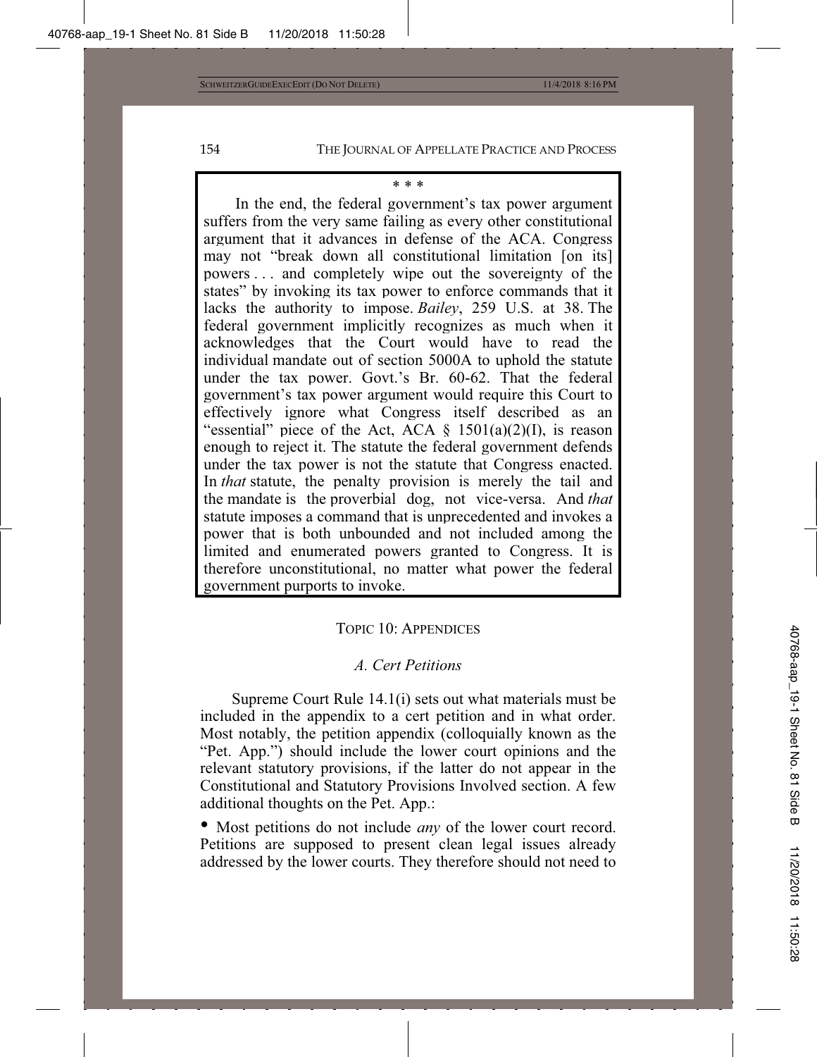\* \* \*

In the end, the federal government's tax power argument suffers from the very same failing as every other constitutional argument that it advances in defense of the ACA. Congress may not "break down all constitutional limitation [on its] powers . . . and completely wipe out the sovereignty of the states" by invoking its tax power to enforce commands that it lacks the authority to impose. *Bailey*, 259 U.S. at 38. The federal government implicitly recognizes as much when it acknowledges that the Court would have to read the individual mandate out of section 5000A to uphold the statute under the tax power. Govt.'s Br. 60-62. That the federal government's tax power argument would require this Court to effectively ignore what Congress itself described as an "essential" piece of the Act, ACA § 1501(a)(2)(I), is reason enough to reject it. The statute the federal government defends under the tax power is not the statute that Congress enacted. In *that* statute, the penalty provision is merely the tail and the mandate is the proverbial dog, not vice-versa. And *that* statute imposes a command that is unprecedented and invokes a power that is both unbounded and not included among the limited and enumerated powers granted to Congress. It is therefore unconstitutional, no matter what power the federal government purports to invoke.

## TOPIC 10: APPENDICES

### *A. Cert Petitions*

Supreme Court Rule 14.1(i) sets out what materials must be included in the appendix to a cert petition and in what order. Most notably, the petition appendix (colloquially known as the "Pet. App.") should include the lower court opinions and the relevant statutory provisions, if the latter do not appear in the Constitutional and Statutory Provisions Involved section. A few additional thoughts on the Pet. App.:

- Most petitions do not include *any* of the lower court record. Petitions are supposed to present clean legal issues already addressed by the lower courts. They therefore should not need to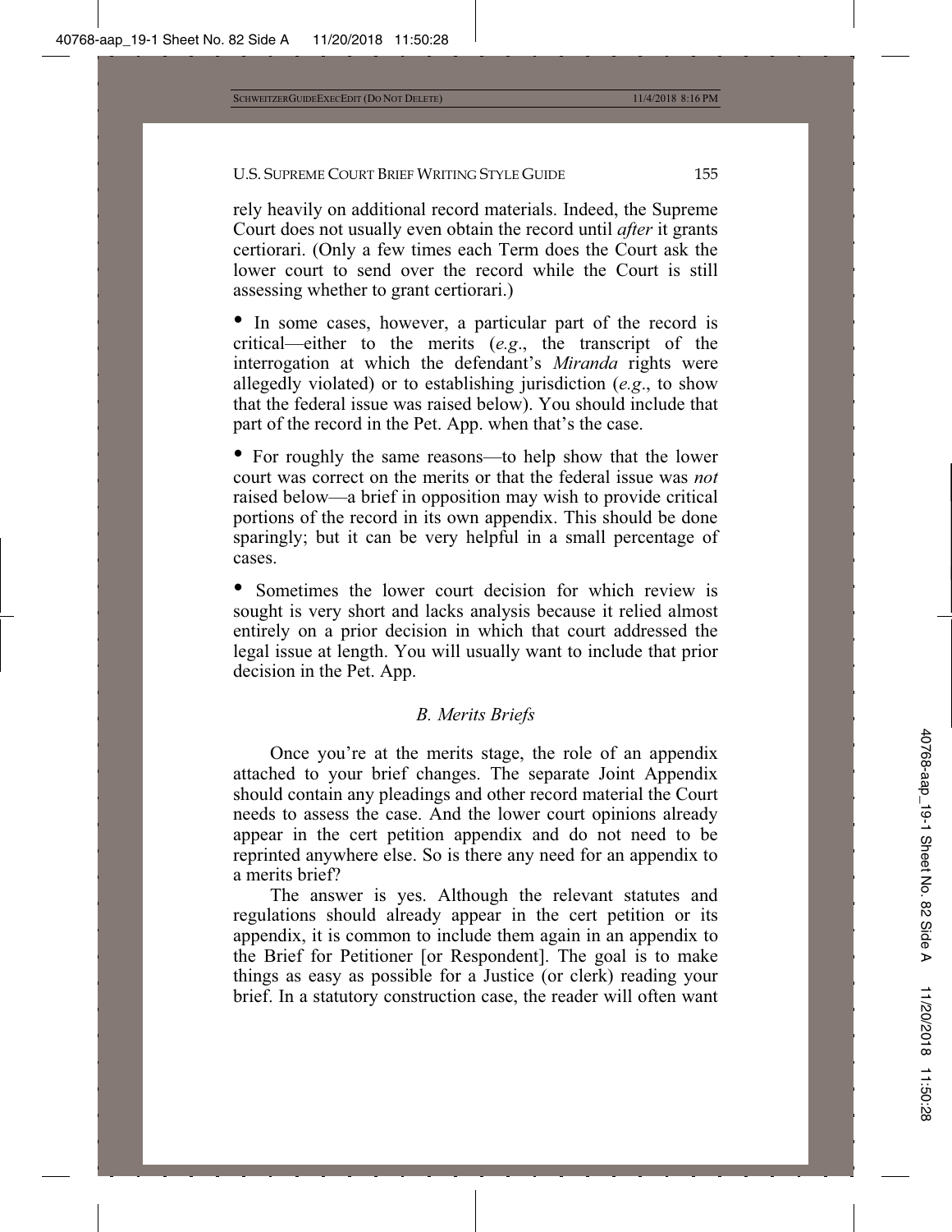rely heavily on additional record materials. Indeed, the Supreme Court does not usually even obtain the record until *after* it grants certiorari. (Only a few times each Term does the Court ask the lower court to send over the record while the Court is still assessing whether to grant certiorari.)

- In some cases, however, a particular part of the record is critical—either to the merits (*e.g*., the transcript of the interrogation at which the defendant's *Miranda* rights were allegedly violated) or to establishing jurisdiction (*e.g*., to show that the federal issue was raised below). You should include that part of the record in the Pet. App. when that's the case.

- For roughly the same reasons—to help show that the lower court was correct on the merits or that the federal issue was *not* raised below—a brief in opposition may wish to provide critical portions of the record in its own appendix. This should be done sparingly; but it can be very helpful in a small percentage of cases.

- Sometimes the lower court decision for which review is sought is very short and lacks analysis because it relied almost entirely on a prior decision in which that court addressed the legal issue at length. You will usually want to include that prior decision in the Pet. App.

### *B. Merits Briefs*

Once you're at the merits stage, the role of an appendix attached to your brief changes. The separate Joint Appendix should contain any pleadings and other record material the Court needs to assess the case. And the lower court opinions already appear in the cert petition appendix and do not need to be reprinted anywhere else. So is there any need for an appendix to a merits brief?

The answer is yes. Although the relevant statutes and regulations should already appear in the cert petition or its appendix, it is common to include them again in an appendix to the Brief for Petitioner [or Respondent]. The goal is to make things as easy as possible for a Justice (or clerk) reading your brief. In a statutory construction case, the reader will often want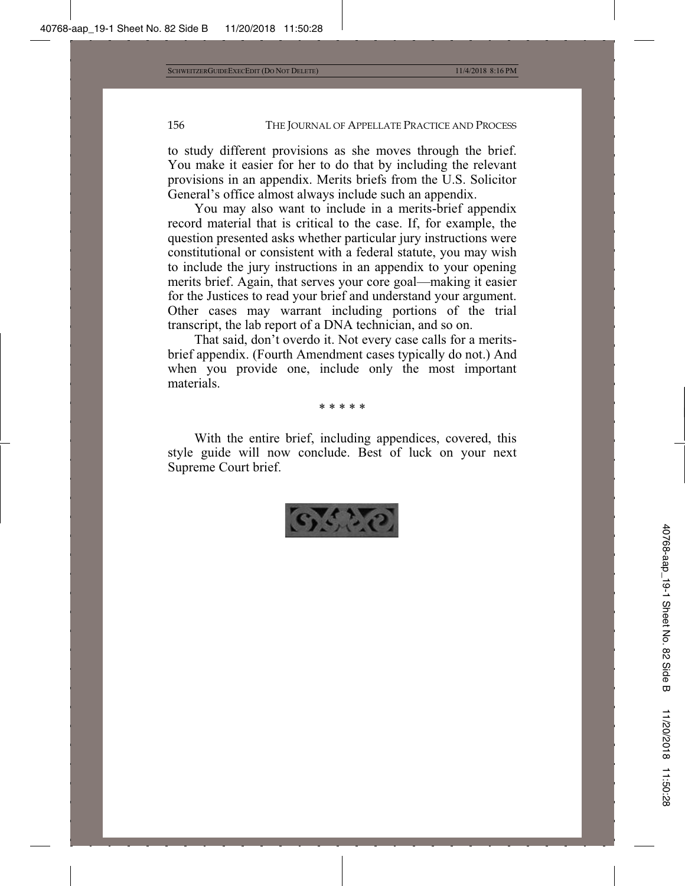to study different provisions as she moves through the brief. You make it easier for her to do that by including the relevant provisions in an appendix. Merits briefs from the U.S. Solicitor General's office almost always include such an appendix.

You may also want to include in a merits-brief appendix record material that is critical to the case. If, for example, the question presented asks whether particular jury instructions were constitutional or consistent with a federal statute, you may wish to include the jury instructions in an appendix to your opening merits brief. Again, that serves your core goal—making it easier for the Justices to read your brief and understand your argument. Other cases may warrant including portions of the trial transcript, the lab report of a DNA technician, and so on.

That said, don't overdo it. Not every case calls for a merits-brief appendix. (Fourth Amendment cases typically do not.) And when you provide one, include only the most important materials.

\* \* \* \* \*

With the entire brief, including appendices, covered, this style guide will now conclude. Best of luck on your next Supreme Court brief.